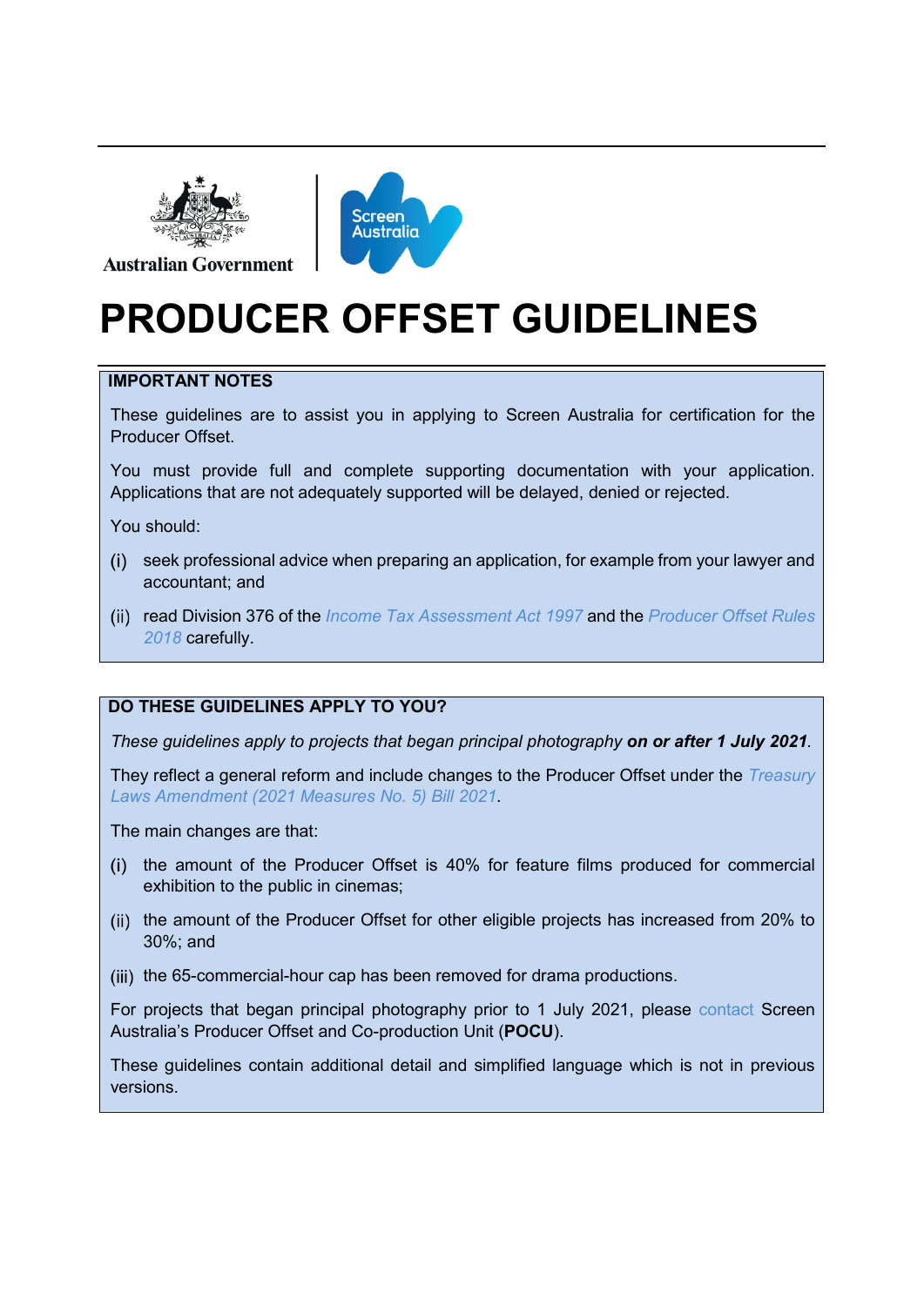Australian Government | Screen Australia

# PRODUCER OFFSET GUIDELINES

**IMPORTANT NOTES**

These guidelines are to assist you in applying to Screen Australia for certification for the Producer Offset.

You must provide full and complete supporting documentation with your application. Applications that are not adequately supported will be delayed, denied or rejected.

You should:

(i) seek professional advice when preparing an application, for example from your lawyer and accountant; and

(ii) read Division 376 of the *Income Tax Assessment Act 1997* and the *Producer Offset Rules 2018* carefully.

**DO THESE GUIDELINES APPLY TO YOU?**

*These guidelines apply to projects that began principal photography* ***on or after 1 July 2021****.*

They reflect a general reform and include changes to the Producer Offset under the *Treasury Laws Amendment (2021 Measures No. 5) Bill 2021*.

The main changes are that:

(i) the amount of the Producer Offset is 40% for feature films produced for commercial exhibition to the public in cinemas;

(ii) the amount of the Producer Offset for other eligible projects has increased from 20% to 30%; and

(iii) the 65-commercial-hour cap has been removed for drama productions.

For projects that began principal photography prior to 1 July 2021, please contact Screen Australia's Producer Offset and Co-production Unit (**POCU**).

These guidelines contain additional detail and simplified language which is not in previous versions.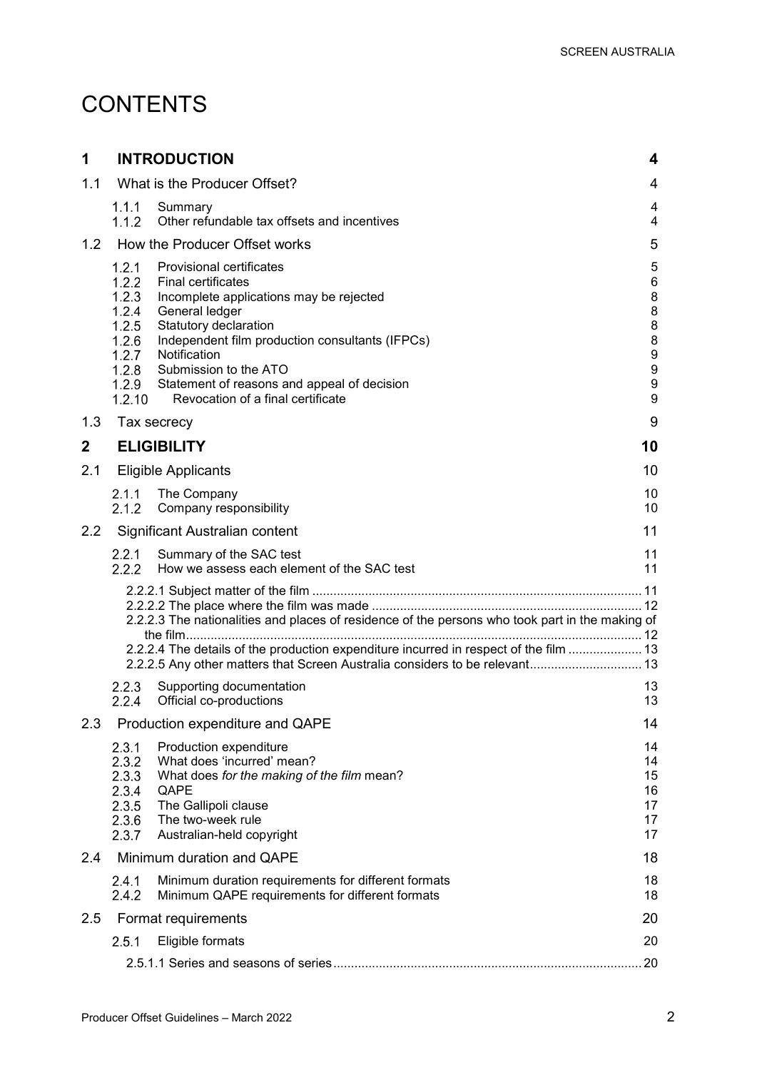# CONTENTS

| | | |
|---|---|---|
| **1** | **INTRODUCTION** | **4** |
| 1.1 | What is the Producer Offset? | 4 |
| 1.1.1 | Summary | 4 |
| 1.1.2 | Other refundable tax offsets and incentives | 4 |
| 1.2 | How the Producer Offset works | 5 |
| 1.2.1 | Provisional certificates | 5 |
| 1.2.2 | Final certificates | 6 |
| 1.2.3 | Incomplete applications may be rejected | 8 |
| 1.2.4 | General ledger | 8 |
| 1.2.5 | Statutory declaration | 8 |
| 1.2.6 | Independent film production consultants (IFPCs) | 8 |
| 1.2.7 | Notification | 9 |
| 1.2.8 | Submission to the ATO | 9 |
| 1.2.9 | Statement of reasons and appeal of decision | 9 |
| 1.2.10 | Revocation of a final certificate | 9 |
| 1.3 | Tax secrecy | 9 |
| **2** | **ELIGIBILITY** | **10** |
| 2.1 | Eligible Applicants | 10 |
| 2.1.1 | The Company | 10 |
| 2.1.2 | Company responsibility | 10 |
| 2.2 | Significant Australian content | 11 |
| 2.2.1 | Summary of the SAC test | 11 |
| 2.2.2 | How we assess each element of the SAC test | 11 |
| | 2.2.2.1 Subject matter of the film | 11 |
| | 2.2.2.2 The place where the film was made | 12 |
| | 2.2.2.3 The nationalities and places of residence of the persons who took part in the making of the film | 12 |
| | 2.2.2.4 The details of the production expenditure incurred in respect of the film | 13 |
| | 2.2.2.5 Any other matters that Screen Australia considers to be relevant | 13 |
| 2.2.3 | Supporting documentation | 13 |
| 2.2.4 | Official co-productions | 13 |
| 2.3 | Production expenditure and QAPE | 14 |
| 2.3.1 | Production expenditure | 14 |
| 2.3.2 | What does 'incurred' mean? | 14 |
| 2.3.3 | What does *for the making of the film* mean? | 15 |
| 2.3.4 | QAPE | 16 |
| 2.3.5 | The Gallipoli clause | 17 |
| 2.3.6 | The two-week rule | 17 |
| 2.3.7 | Australian-held copyright | 17 |
| 2.4 | Minimum duration and QAPE | 18 |
| 2.4.1 | Minimum duration requirements for different formats | 18 |
| 2.4.2 | Minimum QAPE requirements for different formats | 18 |
| 2.5 | Format requirements | 20 |
| 2.5.1 | Eligible formats | 20 |
| | 2.5.1.1 Series and seasons of series | 20 |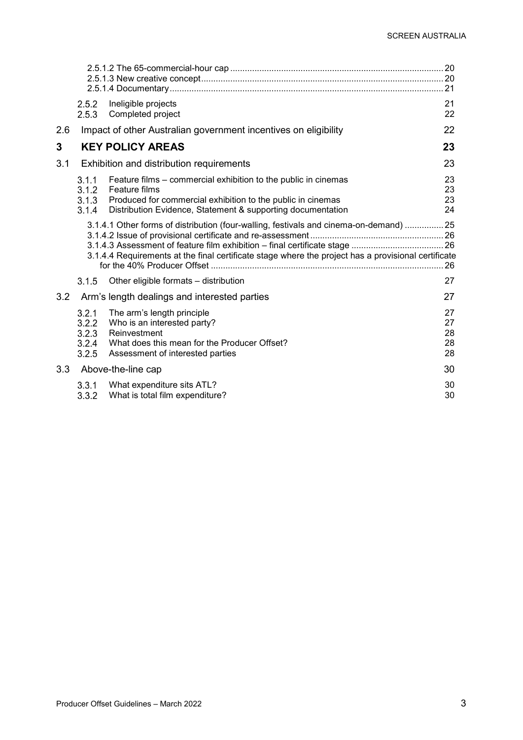2.5.1.2 The 65-commercial-hour cap ..... 20
2.5.1.3 New creative concept ..... 20
2.5.1.4 Documentary ..... 21

2.5.2 Ineligible projects 21
2.5.3 Completed project 22

2.6 Impact of other Australian government incentives on eligibility 22

**3 KEY POLICY AREAS 23**

3.1 Exhibition and distribution requirements 23

3.1.1 Feature films – commercial exhibition to the public in cinemas 23
3.1.2 Feature films 23
3.1.3 Produced for commercial exhibition to the public in cinemas 23
3.1.4 Distribution Evidence, Statement & supporting documentation 24

3.1.4.1 Other forms of distribution (four-walling, festivals and cinema-on-demand) ..... 25
3.1.4.2 Issue of provisional certificate and re-assessment ..... 26
3.1.4.3 Assessment of feature film exhibition – final certificate stage ..... 26
3.1.4.4 Requirements at the final certificate stage where the project has a provisional certificate for the 40% Producer Offset ..... 26

3.1.5 Other eligible formats – distribution 27

3.2 Arm's length dealings and interested parties 27

3.2.1 The arm's length principle 27
3.2.2 Who is an interested party? 27
3.2.3 Reinvestment 28
3.2.4 What does this mean for the Producer Offset? 28
3.2.5 Assessment of interested parties 28

3.3 Above-the-line cap 30

3.3.1 What expenditure sits ATL? 30
3.3.2 What is total film expenditure? 30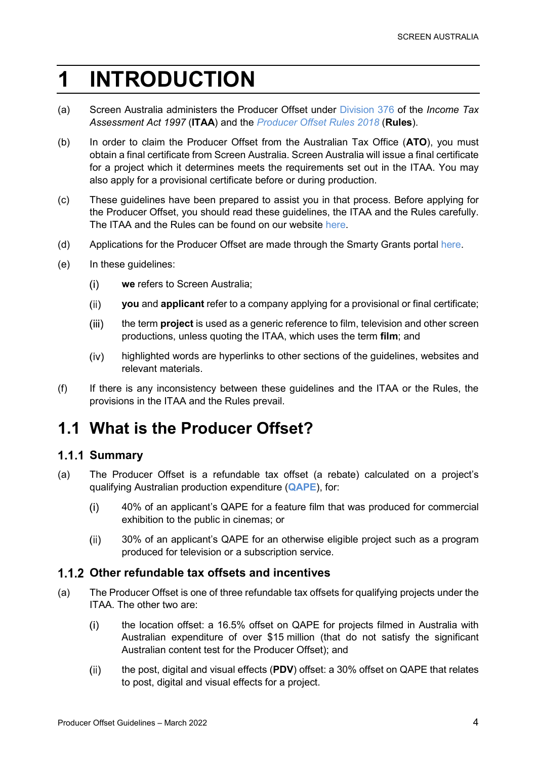# 1 INTRODUCTION

(a) Screen Australia administers the Producer Offset under Division 376 of the *Income Tax Assessment Act 1997* (**ITAA**) and the *Producer Offset Rules 2018* (**Rules**).

(b) In order to claim the Producer Offset from the Australian Tax Office (**ATO**), you must obtain a final certificate from Screen Australia. Screen Australia will issue a final certificate for a project which it determines meets the requirements set out in the ITAA. You may also apply for a provisional certificate before or during production.

(c) These guidelines have been prepared to assist you in that process. Before applying for the Producer Offset, you should read these guidelines, the ITAA and the Rules carefully. The ITAA and the Rules can be found on our website here.

(d) Applications for the Producer Offset are made through the Smarty Grants portal here.

(e) In these guidelines:

 (i) **we** refers to Screen Australia;

 (ii) **you** and **applicant** refer to a company applying for a provisional or final certificate;

 (iii) the term **project** is used as a generic reference to film, television and other screen productions, unless quoting the ITAA, which uses the term **film**; and

 (iv) highlighted words are hyperlinks to other sections of the guidelines, websites and relevant materials.

(f) If there is any inconsistency between these guidelines and the ITAA or the Rules, the provisions in the ITAA and the Rules prevail.

## 1.1 What is the Producer Offset?

### 1.1.1 Summary

(a) The Producer Offset is a refundable tax offset (a rebate) calculated on a project's qualifying Australian production expenditure (**QAPE**), for:

 (i) 40% of an applicant's QAPE for a feature film that was produced for commercial exhibition to the public in cinemas; or

 (ii) 30% of an applicant's QAPE for an otherwise eligible project such as a program produced for television or a subscription service.

### 1.1.2 Other refundable tax offsets and incentives

(a) The Producer Offset is one of three refundable tax offsets for qualifying projects under the ITAA. The other two are:

 (i) the location offset: a 16.5% offset on QAPE for projects filmed in Australia with Australian expenditure of over $15 million (that do not satisfy the significant Australian content test for the Producer Offset); and

 (ii) the post, digital and visual effects (**PDV**) offset: a 30% offset on QAPE that relates to post, digital and visual effects for a project.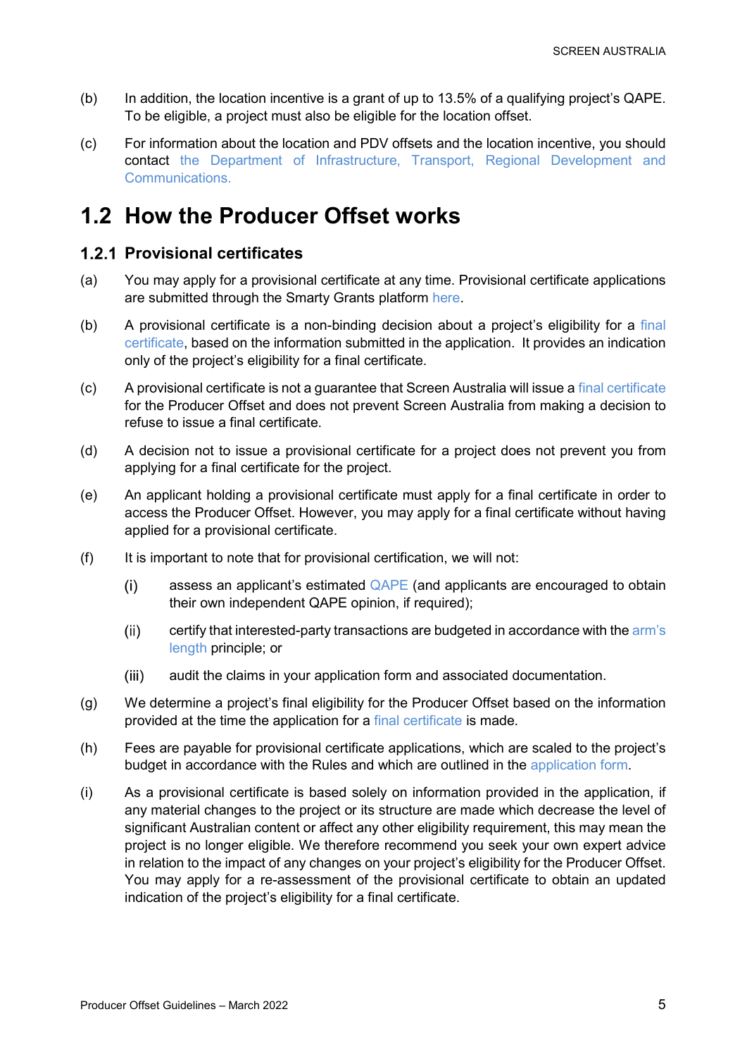(b) In addition, the location incentive is a grant of up to 13.5% of a qualifying project's QAPE. To be eligible, a project must also be eligible for the location offset.

(c) For information about the location and PDV offsets and the location incentive, you should contact the Department of Infrastructure, Transport, Regional Development and Communications.

## 1.2 How the Producer Offset works

### 1.2.1 Provisional certificates

(a) You may apply for a provisional certificate at any time. Provisional certificate applications are submitted through the Smarty Grants platform here.

(b) A provisional certificate is a non-binding decision about a project's eligibility for a final certificate, based on the information submitted in the application. It provides an indication only of the project's eligibility for a final certificate.

(c) A provisional certificate is not a guarantee that Screen Australia will issue a final certificate for the Producer Offset and does not prevent Screen Australia from making a decision to refuse to issue a final certificate.

(d) A decision not to issue a provisional certificate for a project does not prevent you from applying for a final certificate for the project.

(e) An applicant holding a provisional certificate must apply for a final certificate in order to access the Producer Offset. However, you may apply for a final certificate without having applied for a provisional certificate.

(f) It is important to note that for provisional certification, we will not:

  (i) assess an applicant's estimated QAPE (and applicants are encouraged to obtain their own independent QAPE opinion, if required);

  (ii) certify that interested-party transactions are budgeted in accordance with the arm's length principle; or

  (iii) audit the claims in your application form and associated documentation.

(g) We determine a project's final eligibility for the Producer Offset based on the information provided at the time the application for a final certificate is made.

(h) Fees are payable for provisional certificate applications, which are scaled to the project's budget in accordance with the Rules and which are outlined in the application form.

(i) As a provisional certificate is based solely on information provided in the application, if any material changes to the project or its structure are made which decrease the level of significant Australian content or affect any other eligibility requirement, this may mean the project is no longer eligible. We therefore recommend you seek your own expert advice in relation to the impact of any changes on your project's eligibility for the Producer Offset. You may apply for a re-assessment of the provisional certificate to obtain an updated indication of the project's eligibility for a final certificate.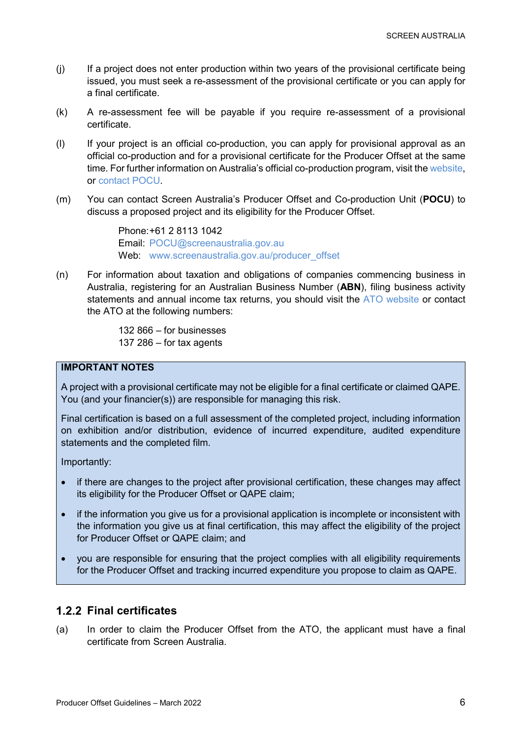(j) If a project does not enter production within two years of the provisional certificate being issued, you must seek a re-assessment of the provisional certificate or you can apply for a final certificate.

(k) A re-assessment fee will be payable if you require re-assessment of a provisional certificate.

(l) If your project is an official co-production, you can apply for provisional approval as an official co-production and for a provisional certificate for the Producer Offset at the same time. For further information on Australia's official co-production program, visit the website, or contact POCU.

(m) You can contact Screen Australia's Producer Offset and Co-production Unit (**POCU**) to discuss a proposed project and its eligibility for the Producer Offset.

> Phone: +61 2 8113 1042
> Email: POCU@screenaustralia.gov.au
> Web: www.screenaustralia.gov.au/producer_offset

(n) For information about taxation and obligations of companies commencing business in Australia, registering for an Australian Business Number (**ABN**), filing business activity statements and annual income tax returns, you should visit the ATO website or contact the ATO at the following numbers:

> 132 866 – for businesses
> 137 286 – for tax agents

**IMPORTANT NOTES**

A project with a provisional certificate may not be eligible for a final certificate or claimed QAPE. You (and your financier(s)) are responsible for managing this risk.

Final certification is based on a full assessment of the completed project, including information on exhibition and/or distribution, evidence of incurred expenditure, audited expenditure statements and the completed film.

Importantly:

- if there are changes to the project after provisional certification, these changes may affect its eligibility for the Producer Offset or QAPE claim;
- if the information you give us for a provisional application is incomplete or inconsistent with the information you give us at final certification, this may affect the eligibility of the project for Producer Offset or QAPE claim; and
- you are responsible for ensuring that the project complies with all eligibility requirements for the Producer Offset and tracking incurred expenditure you propose to claim as QAPE.

### 1.2.2 Final certificates

(a) In order to claim the Producer Offset from the ATO, the applicant must have a final certificate from Screen Australia.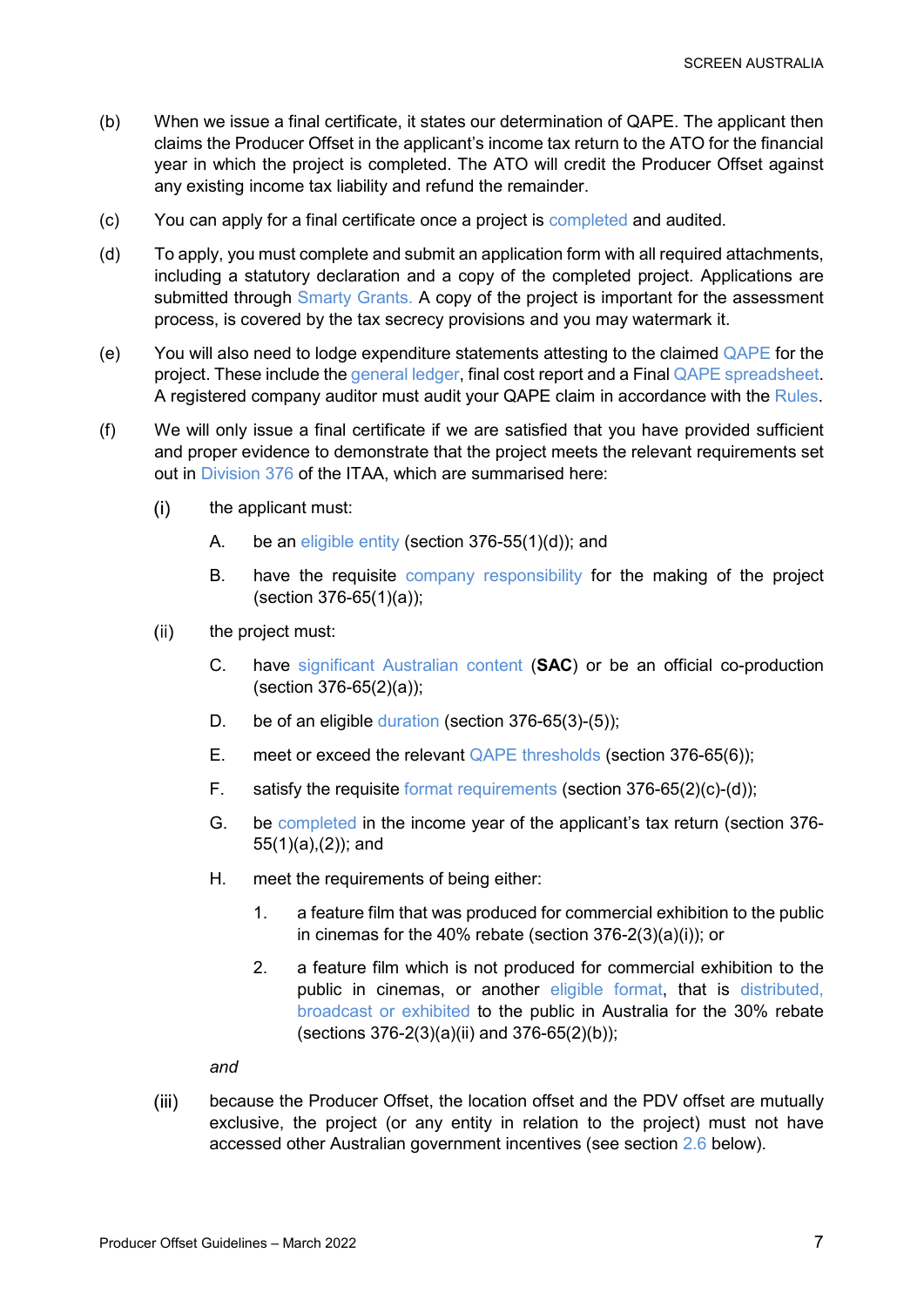(b) When we issue a final certificate, it states our determination of QAPE. The applicant then claims the Producer Offset in the applicant's income tax return to the ATO for the financial year in which the project is completed. The ATO will credit the Producer Offset against any existing income tax liability and refund the remainder.

(c) You can apply for a final certificate once a project is completed and audited.

(d) To apply, you must complete and submit an application form with all required attachments, including a statutory declaration and a copy of the completed project. Applications are submitted through Smarty Grants. A copy of the project is important for the assessment process, is covered by the tax secrecy provisions and you may watermark it.

(e) You will also need to lodge expenditure statements attesting to the claimed QAPE for the project. These include the general ledger, final cost report and a Final QAPE spreadsheet. A registered company auditor must audit your QAPE claim in accordance with the Rules.

(f) We will only issue a final certificate if we are satisfied that you have provided sufficient and proper evidence to demonstrate that the project meets the relevant requirements set out in Division 376 of the ITAA, which are summarised here:

- (i) the applicant must:
  - A. be an eligible entity (section 376-55(1)(d)); and
  - B. have the requisite company responsibility for the making of the project (section 376-65(1)(a));
- (ii) the project must:
  - C. have significant Australian content (**SAC**) or be an official co-production (section 376-65(2)(a));
  - D. be of an eligible duration (section 376-65(3)-(5));
  - E. meet or exceed the relevant QAPE thresholds (section 376-65(6));
  - F. satisfy the requisite format requirements (section 376-65(2)(c)-(d));
  - G. be completed in the income year of the applicant's tax return (section 376-55(1)(a),(2)); and
  - H. meet the requirements of being either:
    1. a feature film that was produced for commercial exhibition to the public in cinemas for the 40% rebate (section 376-2(3)(a)(i)); or
    2. a feature film which is not produced for commercial exhibition to the public in cinemas, or another eligible format, that is distributed, broadcast or exhibited to the public in Australia for the 30% rebate (sections 376-2(3)(a)(ii) and 376-65(2)(b));

  *and*
- (iii) because the Producer Offset, the location offset and the PDV offset are mutually exclusive, the project (or any entity in relation to the project) must not have accessed other Australian government incentives (see section 2.6 below).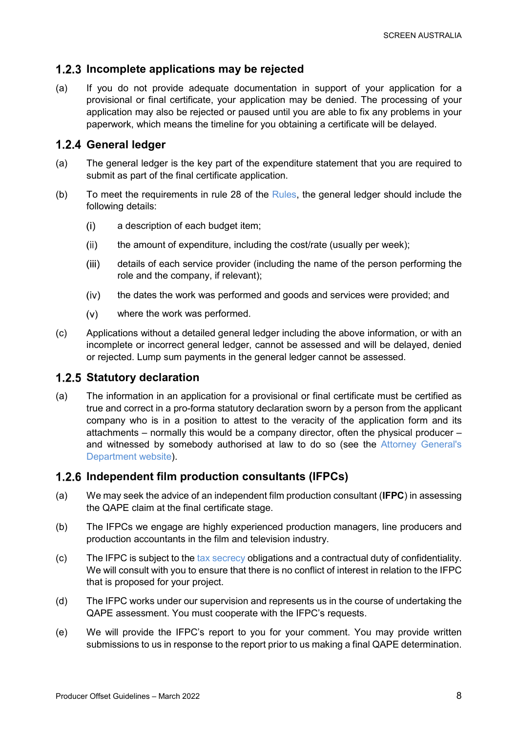### 1.2.3 Incomplete applications may be rejected

(a) If you do not provide adequate documentation in support of your application for a provisional or final certificate, your application may be denied. The processing of your application may also be rejected or paused until you are able to fix any problems in your paperwork, which means the timeline for you obtaining a certificate will be delayed.

### 1.2.4 General ledger

(a) The general ledger is the key part of the expenditure statement that you are required to submit as part of the final certificate application.

(b) To meet the requirements in rule 28 of the Rules, the general ledger should include the following details:

  (i) a description of each budget item;

  (ii) the amount of expenditure, including the cost/rate (usually per week);

  (iii) details of each service provider (including the name of the person performing the role and the company, if relevant);

  (iv) the dates the work was performed and goods and services were provided; and

  (v) where the work was performed.

(c) Applications without a detailed general ledger including the above information, or with an incomplete or incorrect general ledger, cannot be assessed and will be delayed, denied or rejected. Lump sum payments in the general ledger cannot be assessed.

### 1.2.5 Statutory declaration

(a) The information in an application for a provisional or final certificate must be certified as true and correct in a pro-forma statutory declaration sworn by a person from the applicant company who is in a position to attest to the veracity of the application form and its attachments – normally this would be a company director, often the physical producer – and witnessed by somebody authorised at law to do so (see the Attorney General's Department website).

### 1.2.6 Independent film production consultants (IFPCs)

(a) We may seek the advice of an independent film production consultant (**IFPC**) in assessing the QAPE claim at the final certificate stage.

(b) The IFPCs we engage are highly experienced production managers, line producers and production accountants in the film and television industry.

(c) The IFPC is subject to the tax secrecy obligations and a contractual duty of confidentiality. We will consult with you to ensure that there is no conflict of interest in relation to the IFPC that is proposed for your project.

(d) The IFPC works under our supervision and represents us in the course of undertaking the QAPE assessment. You must cooperate with the IFPC's requests.

(e) We will provide the IFPC's report to you for your comment. You may provide written submissions to us in response to the report prior to us making a final QAPE determination.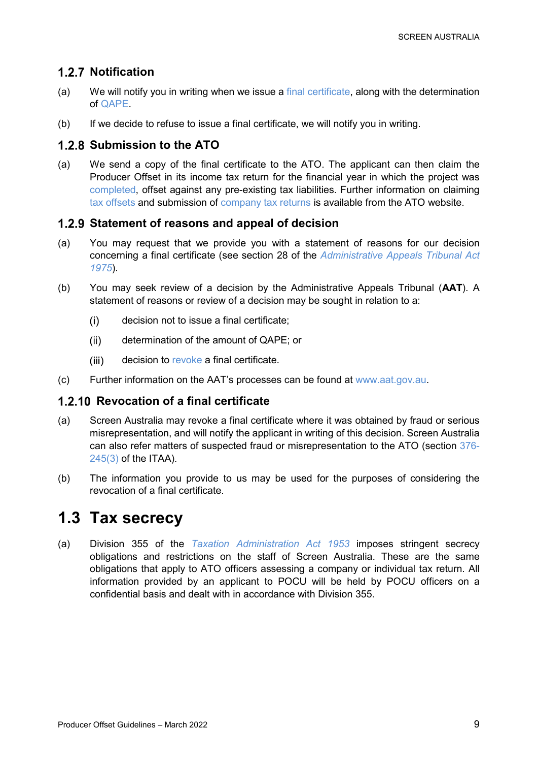### 1.2.7 Notification

(a) We will notify you in writing when we issue a final certificate, along with the determination of QAPE.

(b) If we decide to refuse to issue a final certificate, we will notify you in writing.

### 1.2.8 Submission to the ATO

(a) We send a copy of the final certificate to the ATO. The applicant can then claim the Producer Offset in its income tax return for the financial year in which the project was completed, offset against any pre-existing tax liabilities. Further information on claiming tax offsets and submission of company tax returns is available from the ATO website.

### 1.2.9 Statement of reasons and appeal of decision

(a) You may request that we provide you with a statement of reasons for our decision concerning a final certificate (see section 28 of the *Administrative Appeals Tribunal Act 1975*).

(b) You may seek review of a decision by the Administrative Appeals Tribunal (**AAT**). A statement of reasons or review of a decision may be sought in relation to a:

 (i) decision not to issue a final certificate;

 (ii) determination of the amount of QAPE; or

 (iii) decision to revoke a final certificate.

(c) Further information on the AAT's processes can be found at www.aat.gov.au.

### 1.2.10 Revocation of a final certificate

(a) Screen Australia may revoke a final certificate where it was obtained by fraud or serious misrepresentation, and will notify the applicant in writing of this decision. Screen Australia can also refer matters of suspected fraud or misrepresentation to the ATO (section 376-245(3) of the ITAA).

(b) The information you provide to us may be used for the purposes of considering the revocation of a final certificate.

## 1.3 Tax secrecy

(a) Division 355 of the *Taxation Administration Act 1953* imposes stringent secrecy obligations and restrictions on the staff of Screen Australia. These are the same obligations that apply to ATO officers assessing a company or individual tax return. All information provided by an applicant to POCU will be held by POCU officers on a confidential basis and dealt with in accordance with Division 355.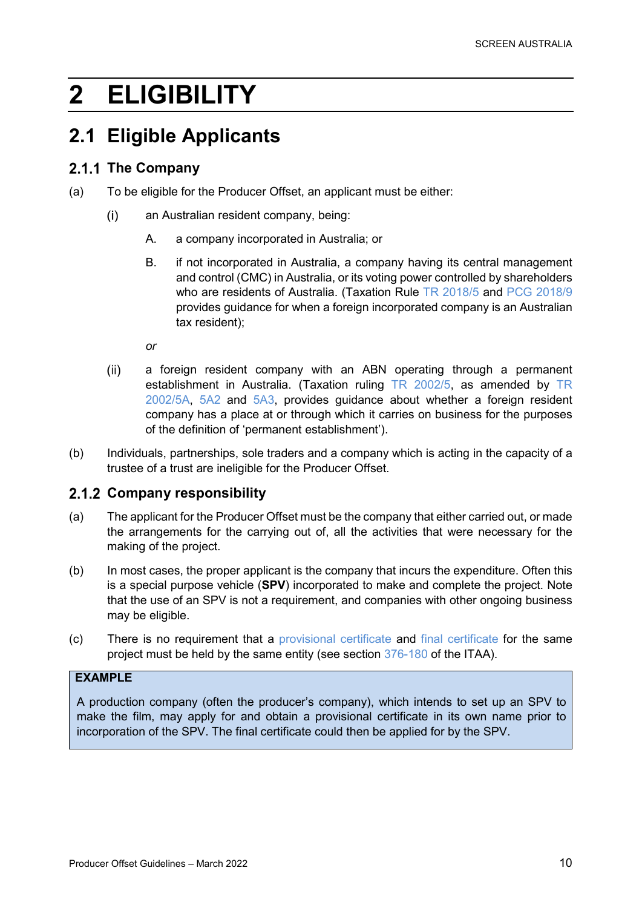# 2 ELIGIBILITY

## 2.1 Eligible Applicants

### 2.1.1 The Company

(a) To be eligible for the Producer Offset, an applicant must be either:

(i) an Australian resident company, being:

A. a company incorporated in Australia; or

B. if not incorporated in Australia, a company having its central management and control (CMC) in Australia, or its voting power controlled by shareholders who are residents of Australia. (Taxation Rule TR 2018/5 and PCG 2018/9 provides guidance for when a foreign incorporated company is an Australian tax resident);

*or*

(ii) a foreign resident company with an ABN operating through a permanent establishment in Australia. (Taxation ruling TR 2002/5, as amended by TR 2002/5A, 5A2 and 5A3, provides guidance about whether a foreign resident company has a place at or through which it carries on business for the purposes of the definition of 'permanent establishment').

(b) Individuals, partnerships, sole traders and a company which is acting in the capacity of a trustee of a trust are ineligible for the Producer Offset.

### 2.1.2 Company responsibility

(a) The applicant for the Producer Offset must be the company that either carried out, or made the arrangements for the carrying out of, all the activities that were necessary for the making of the project.

(b) In most cases, the proper applicant is the company that incurs the expenditure. Often this is a special purpose vehicle (**SPV**) incorporated to make and complete the project. Note that the use of an SPV is not a requirement, and companies with other ongoing business may be eligible.

(c) There is no requirement that a provisional certificate and final certificate for the same project must be held by the same entity (see section 376-180 of the ITAA).

**EXAMPLE**

A production company (often the producer's company), which intends to set up an SPV to make the film, may apply for and obtain a provisional certificate in its own name prior to incorporation of the SPV. The final certificate could then be applied for by the SPV.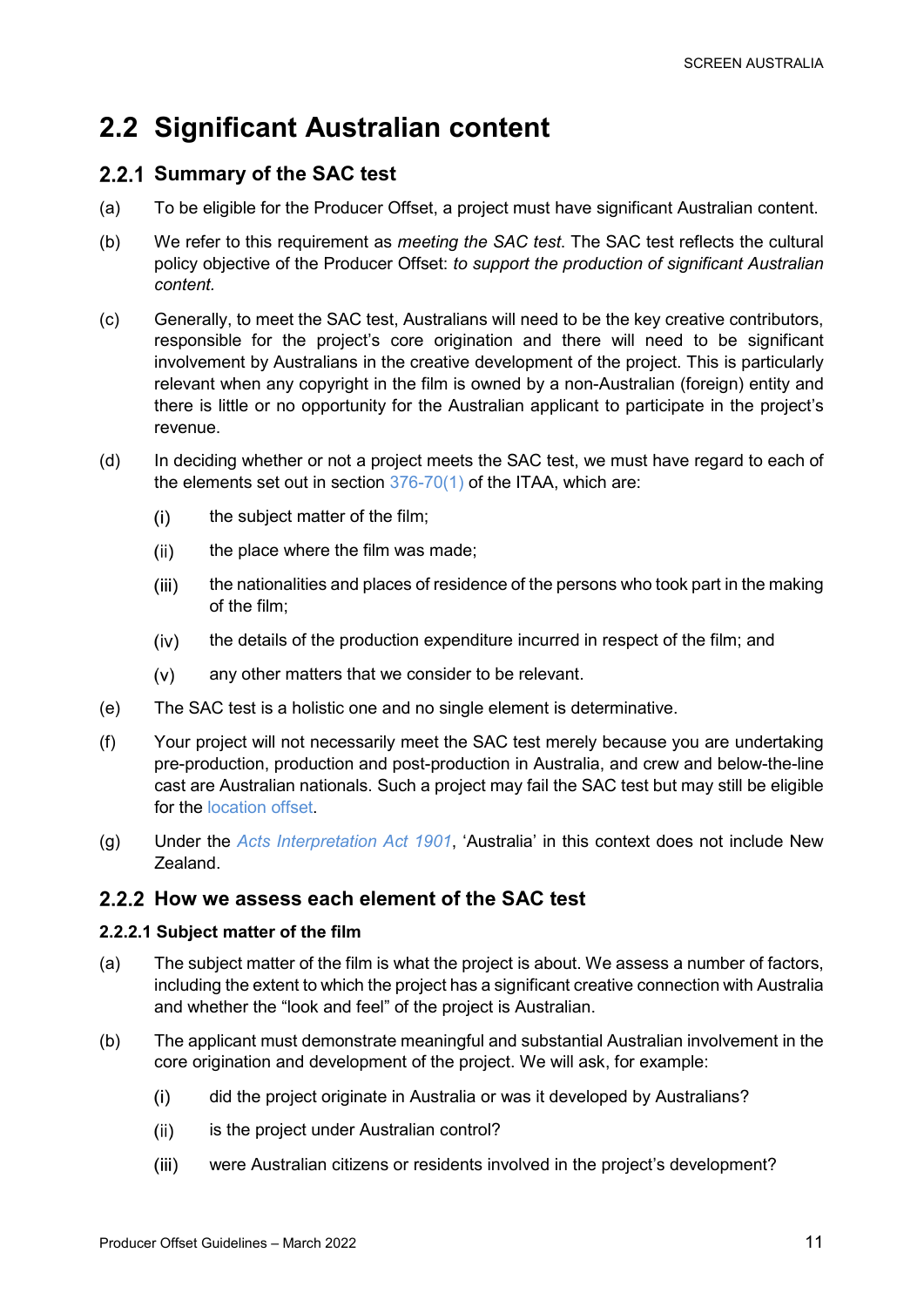## 2.2 Significant Australian content

### 2.2.1 Summary of the SAC test

(a) To be eligible for the Producer Offset, a project must have significant Australian content.

(b) We refer to this requirement as *meeting the SAC test*. The SAC test reflects the cultural policy objective of the Producer Offset: *to support the production of significant Australian content.*

(c) Generally, to meet the SAC test, Australians will need to be the key creative contributors, responsible for the project's core origination and there will need to be significant involvement by Australians in the creative development of the project. This is particularly relevant when any copyright in the film is owned by a non-Australian (foreign) entity and there is little or no opportunity for the Australian applicant to participate in the project's revenue.

(d) In deciding whether or not a project meets the SAC test, we must have regard to each of the elements set out in section 376-70(1) of the ITAA, which are:

  (i) the subject matter of the film;

  (ii) the place where the film was made;

  (iii) the nationalities and places of residence of the persons who took part in the making of the film;

  (iv) the details of the production expenditure incurred in respect of the film; and

  (v) any other matters that we consider to be relevant.

(e) The SAC test is a holistic one and no single element is determinative.

(f) Your project will not necessarily meet the SAC test merely because you are undertaking pre-production, production and post-production in Australia, and crew and below-the-line cast are Australian nationals. Such a project may fail the SAC test but may still be eligible for the location offset.

(g) Under the *Acts Interpretation Act 1901*, 'Australia' in this context does not include New Zealand.

### 2.2.2 How we assess each element of the SAC test

#### 2.2.2.1 Subject matter of the film

(a) The subject matter of the film is what the project is about. We assess a number of factors, including the extent to which the project has a significant creative connection with Australia and whether the "look and feel" of the project is Australian.

(b) The applicant must demonstrate meaningful and substantial Australian involvement in the core origination and development of the project. We will ask, for example:

  (i) did the project originate in Australia or was it developed by Australians?

  (ii) is the project under Australian control?

  (iii) were Australian citizens or residents involved in the project's development?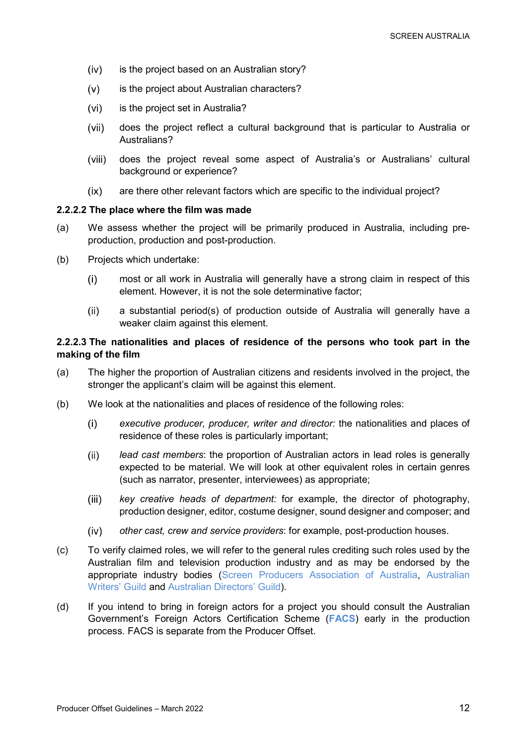(iv) is the project based on an Australian story?

(v) is the project about Australian characters?

(vi) is the project set in Australia?

(vii) does the project reflect a cultural background that is particular to Australia or Australians?

(viii) does the project reveal some aspect of Australia's or Australians' cultural background or experience?

(ix) are there other relevant factors which are specific to the individual project?

#### 2.2.2.2 The place where the film was made

(a) We assess whether the project will be primarily produced in Australia, including pre-production, production and post-production.

(b) Projects which undertake:

(i) most or all work in Australia will generally have a strong claim in respect of this element. However, it is not the sole determinative factor;

(ii) a substantial period(s) of production outside of Australia will generally have a weaker claim against this element.

#### 2.2.2.3 The nationalities and places of residence of the persons who took part in the making of the film

(a) The higher the proportion of Australian citizens and residents involved in the project, the stronger the applicant's claim will be against this element.

(b) We look at the nationalities and places of residence of the following roles:

(i) *executive producer, producer, writer and director:* the nationalities and places of residence of these roles is particularly important;

(ii) *lead cast members*: the proportion of Australian actors in lead roles is generally expected to be material. We will look at other equivalent roles in certain genres (such as narrator, presenter, interviewees) as appropriate;

(iii) *key creative heads of department:* for example, the director of photography, production designer, editor, costume designer, sound designer and composer; and

(iv) *other cast, crew and service providers*: for example, post-production houses.

(c) To verify claimed roles, we will refer to the general rules crediting such roles used by the Australian film and television production industry and as may be endorsed by the appropriate industry bodies (Screen Producers Association of Australia, Australian Writers' Guild and Australian Directors' Guild).

(d) If you intend to bring in foreign actors for a project you should consult the Australian Government's Foreign Actors Certification Scheme (**FACS**) early in the production process. FACS is separate from the Producer Offset.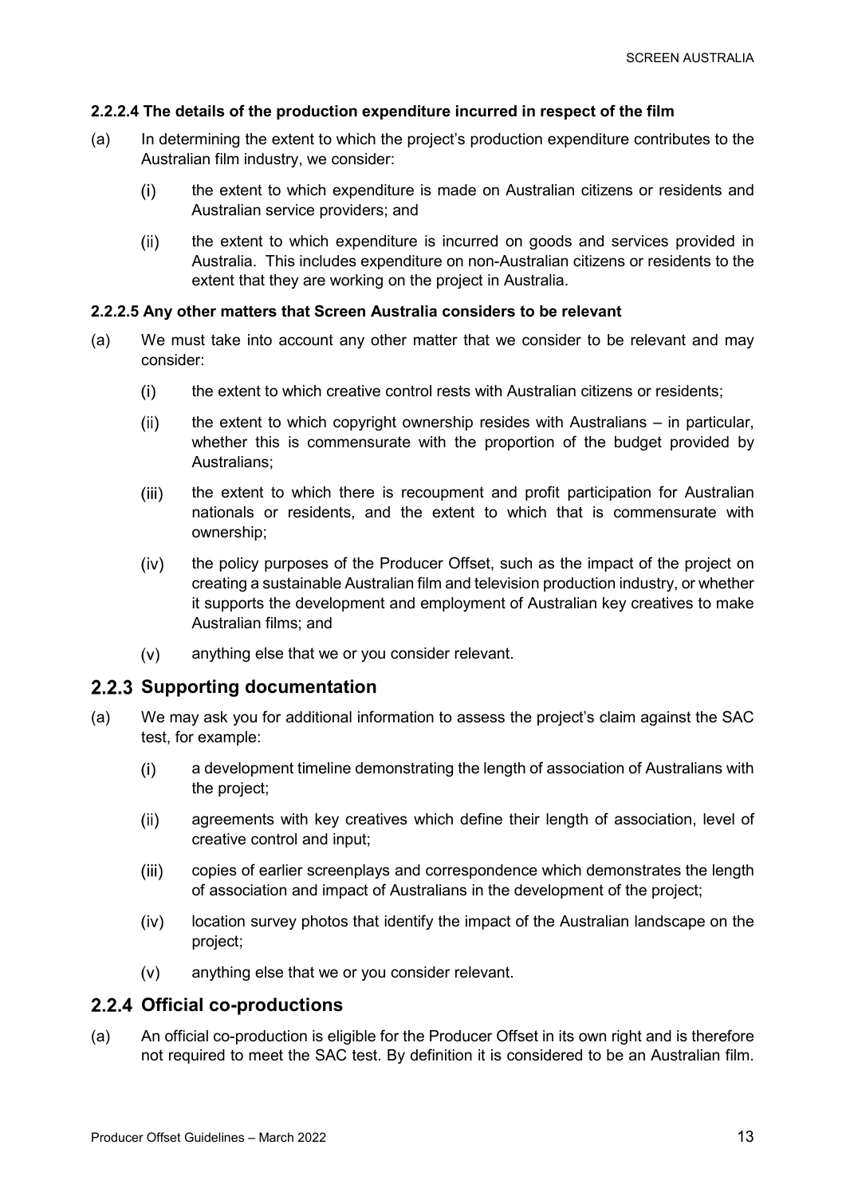#### 2.2.2.4 The details of the production expenditure incurred in respect of the film

(a) In determining the extent to which the project's production expenditure contributes to the Australian film industry, we consider:

  (i) the extent to which expenditure is made on Australian citizens or residents and Australian service providers; and

  (ii) the extent to which expenditure is incurred on goods and services provided in Australia. This includes expenditure on non-Australian citizens or residents to the extent that they are working on the project in Australia.

#### 2.2.2.5 Any other matters that Screen Australia considers to be relevant

(a) We must take into account any other matter that we consider to be relevant and may consider:

  (i) the extent to which creative control rests with Australian citizens or residents;

  (ii) the extent to which copyright ownership resides with Australians – in particular, whether this is commensurate with the proportion of the budget provided by Australians;

  (iii) the extent to which there is recoupment and profit participation for Australian nationals or residents, and the extent to which that is commensurate with ownership;

  (iv) the policy purposes of the Producer Offset, such as the impact of the project on creating a sustainable Australian film and television production industry, or whether it supports the development and employment of Australian key creatives to make Australian films; and

  (v) anything else that we or you consider relevant.

### 2.2.3 Supporting documentation

(a) We may ask you for additional information to assess the project's claim against the SAC test, for example:

  (i) a development timeline demonstrating the length of association of Australians with the project;

  (ii) agreements with key creatives which define their length of association, level of creative control and input;

  (iii) copies of earlier screenplays and correspondence which demonstrates the length of association and impact of Australians in the development of the project;

  (iv) location survey photos that identify the impact of the Australian landscape on the project;

  (v) anything else that we or you consider relevant.

### 2.2.4 Official co-productions

(a) An official co-production is eligible for the Producer Offset in its own right and is therefore not required to meet the SAC test. By definition it is considered to be an Australian film.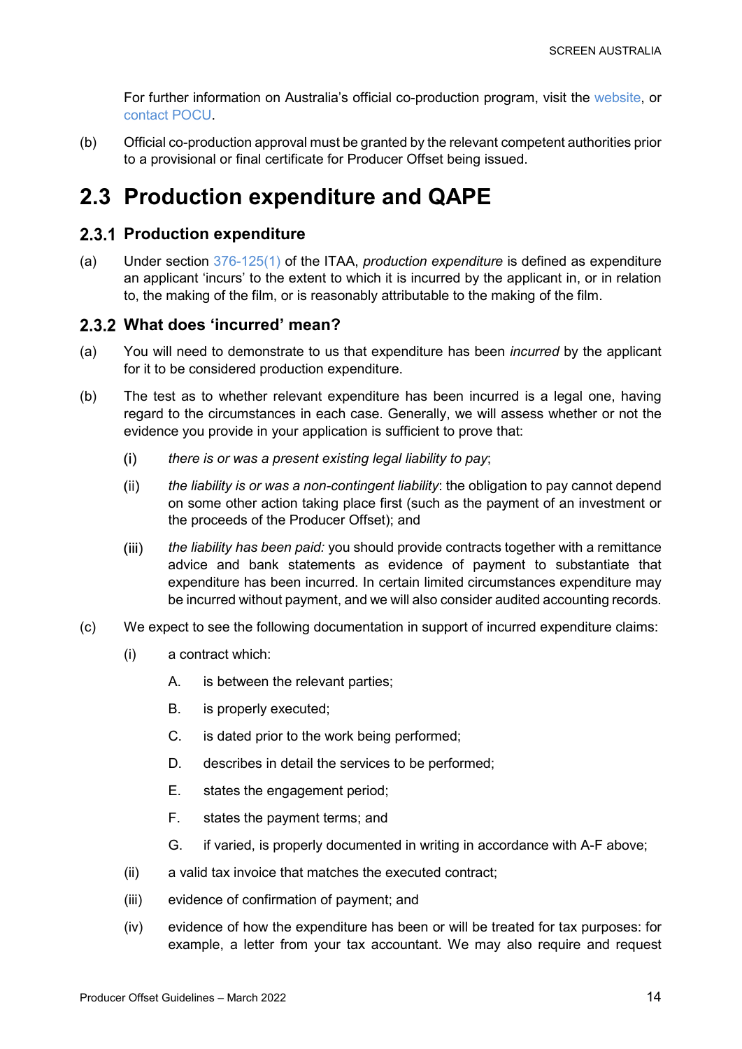For further information on Australia's official co-production program, visit the website, or contact POCU.

(b) Official co-production approval must be granted by the relevant competent authorities prior to a provisional or final certificate for Producer Offset being issued.

## 2.3 Production expenditure and QAPE

### 2.3.1 Production expenditure

(a) Under section 376-125(1) of the ITAA, *production expenditure* is defined as expenditure an applicant 'incurs' to the extent to which it is incurred by the applicant in, or in relation to, the making of the film, or is reasonably attributable to the making of the film.

### 2.3.2 What does 'incurred' mean?

(a) You will need to demonstrate to us that expenditure has been *incurred* by the applicant for it to be considered production expenditure.

(b) The test as to whether relevant expenditure has been incurred is a legal one, having regard to the circumstances in each case. Generally, we will assess whether or not the evidence you provide in your application is sufficient to prove that:

  (i) *there is or was a present existing legal liability to pay*;

  (ii) *the liability is or was a non-contingent liability*: the obligation to pay cannot depend on some other action taking place first (such as the payment of an investment or the proceeds of the Producer Offset); and

  (iii) *the liability has been paid:* you should provide contracts together with a remittance advice and bank statements as evidence of payment to substantiate that expenditure has been incurred. In certain limited circumstances expenditure may be incurred without payment, and we will also consider audited accounting records.

(c) We expect to see the following documentation in support of incurred expenditure claims:

  (i) a contract which:

    A. is between the relevant parties;

    B. is properly executed;

    C. is dated prior to the work being performed;

    D. describes in detail the services to be performed;

    E. states the engagement period;

    F. states the payment terms; and

    G. if varied, is properly documented in writing in accordance with A-F above;

  (ii) a valid tax invoice that matches the executed contract;

  (iii) evidence of confirmation of payment; and

  (iv) evidence of how the expenditure has been or will be treated for tax purposes: for example, a letter from your tax accountant. We may also require and request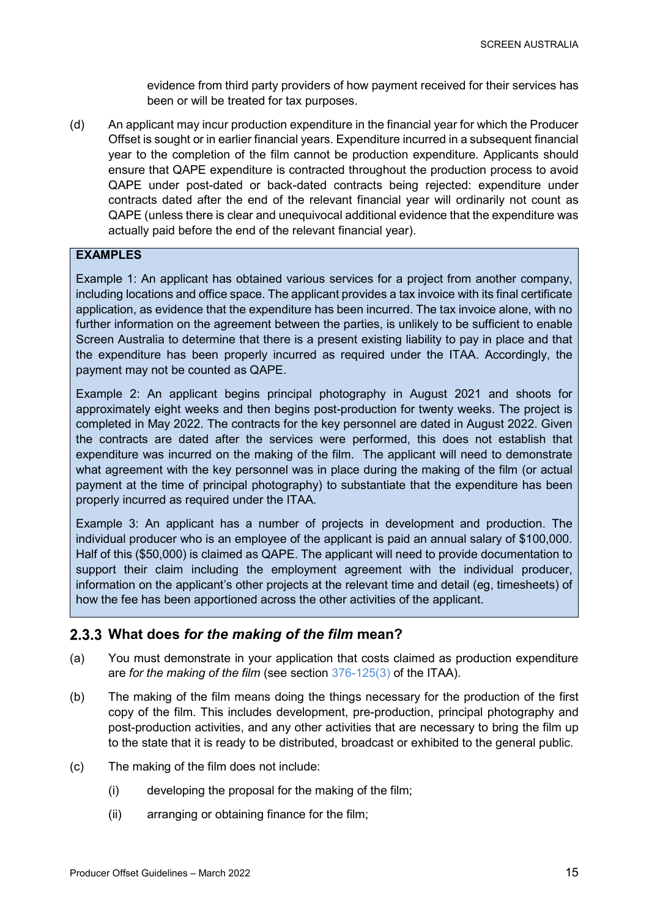evidence from third party providers of how payment received for their services has been or will be treated for tax purposes.

(d) An applicant may incur production expenditure in the financial year for which the Producer Offset is sought or in earlier financial years. Expenditure incurred in a subsequent financial year to the completion of the film cannot be production expenditure. Applicants should ensure that QAPE expenditure is contracted throughout the production process to avoid QAPE under post-dated or back-dated contracts being rejected: expenditure under contracts dated after the end of the relevant financial year will ordinarily not count as QAPE (unless there is clear and unequivocal additional evidence that the expenditure was actually paid before the end of the relevant financial year).

**EXAMPLES**

Example 1: An applicant has obtained various services for a project from another company, including locations and office space. The applicant provides a tax invoice with its final certificate application, as evidence that the expenditure has been incurred. The tax invoice alone, with no further information on the agreement between the parties, is unlikely to be sufficient to enable Screen Australia to determine that there is a present existing liability to pay in place and that the expenditure has been properly incurred as required under the ITAA. Accordingly, the payment may not be counted as QAPE.

Example 2: An applicant begins principal photography in August 2021 and shoots for approximately eight weeks and then begins post-production for twenty weeks. The project is completed in May 2022. The contracts for the key personnel are dated in August 2022. Given the contracts are dated after the services were performed, this does not establish that expenditure was incurred on the making of the film. The applicant will need to demonstrate what agreement with the key personnel was in place during the making of the film (or actual payment at the time of principal photography) to substantiate that the expenditure has been properly incurred as required under the ITAA.

Example 3: An applicant has a number of projects in development and production. The individual producer who is an employee of the applicant is paid an annual salary of $100,000. Half of this ($50,000) is claimed as QAPE. The applicant will need to provide documentation to support their claim including the employment agreement with the individual producer, information on the applicant's other projects at the relevant time and detail (eg, timesheets) of how the fee has been apportioned across the other activities of the applicant.

### 2.3.3 What does *for the making of the film* mean?

(a) You must demonstrate in your application that costs claimed as production expenditure are *for the making of the film* (see section 376-125(3) of the ITAA).

(b) The making of the film means doing the things necessary for the production of the first copy of the film. This includes development, pre-production, principal photography and post-production activities, and any other activities that are necessary to bring the film up to the state that it is ready to be distributed, broadcast or exhibited to the general public.

(c) The making of the film does not include:

  (i) developing the proposal for the making of the film;

  (ii) arranging or obtaining finance for the film;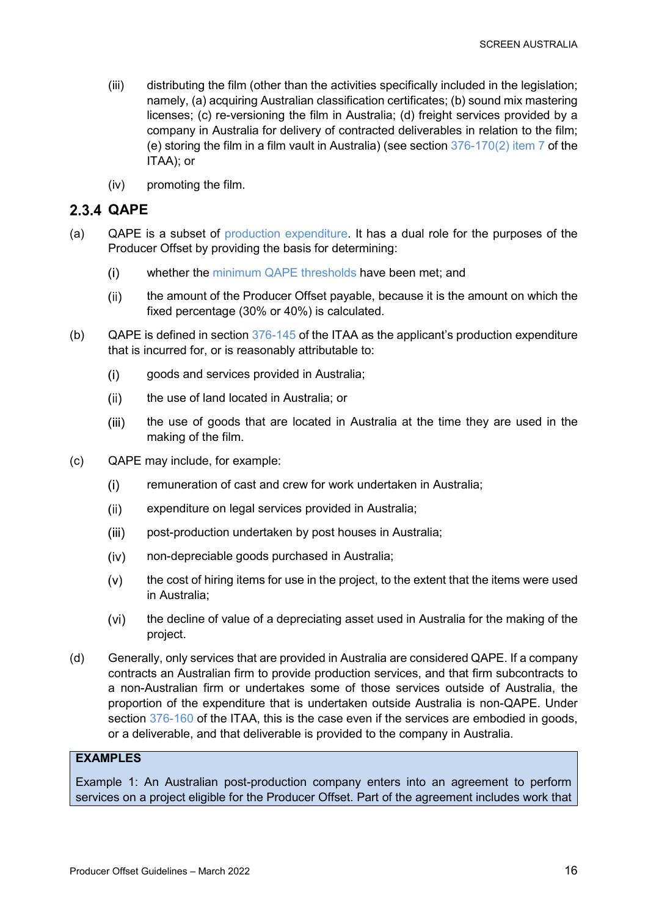(iii) distributing the film (other than the activities specifically included in the legislation; namely, (a) acquiring Australian classification certificates; (b) sound mix mastering licenses; (c) re-versioning the film in Australia; (d) freight services provided by a company in Australia for delivery of contracted deliverables in relation to the film; (e) storing the film in a film vault in Australia) (see section 376-170(2) item 7 of the ITAA); or

(iv) promoting the film.

### 2.3.4 QAPE

(a) QAPE is a subset of production expenditure. It has a dual role for the purposes of the Producer Offset by providing the basis for determining:

(i) whether the minimum QAPE thresholds have been met; and

(ii) the amount of the Producer Offset payable, because it is the amount on which the fixed percentage (30% or 40%) is calculated.

(b) QAPE is defined in section 376-145 of the ITAA as the applicant's production expenditure that is incurred for, or is reasonably attributable to:

(i) goods and services provided in Australia;

(ii) the use of land located in Australia; or

(iii) the use of goods that are located in Australia at the time they are used in the making of the film.

(c) QAPE may include, for example:

(i) remuneration of cast and crew for work undertaken in Australia;

(ii) expenditure on legal services provided in Australia;

(iii) post-production undertaken by post houses in Australia;

(iv) non-depreciable goods purchased in Australia;

(v) the cost of hiring items for use in the project, to the extent that the items were used in Australia;

(vi) the decline of value of a depreciating asset used in Australia for the making of the project.

(d) Generally, only services that are provided in Australia are considered QAPE. If a company contracts an Australian firm to provide production services, and that firm subcontracts to a non-Australian firm or undertakes some of those services outside of Australia, the proportion of the expenditure that is undertaken outside Australia is non-QAPE. Under section 376-160 of the ITAA, this is the case even if the services are embodied in goods, or a deliverable, and that deliverable is provided to the company in Australia.

**EXAMPLES**

Example 1: An Australian post-production company enters into an agreement to perform services on a project eligible for the Producer Offset. Part of the agreement includes work that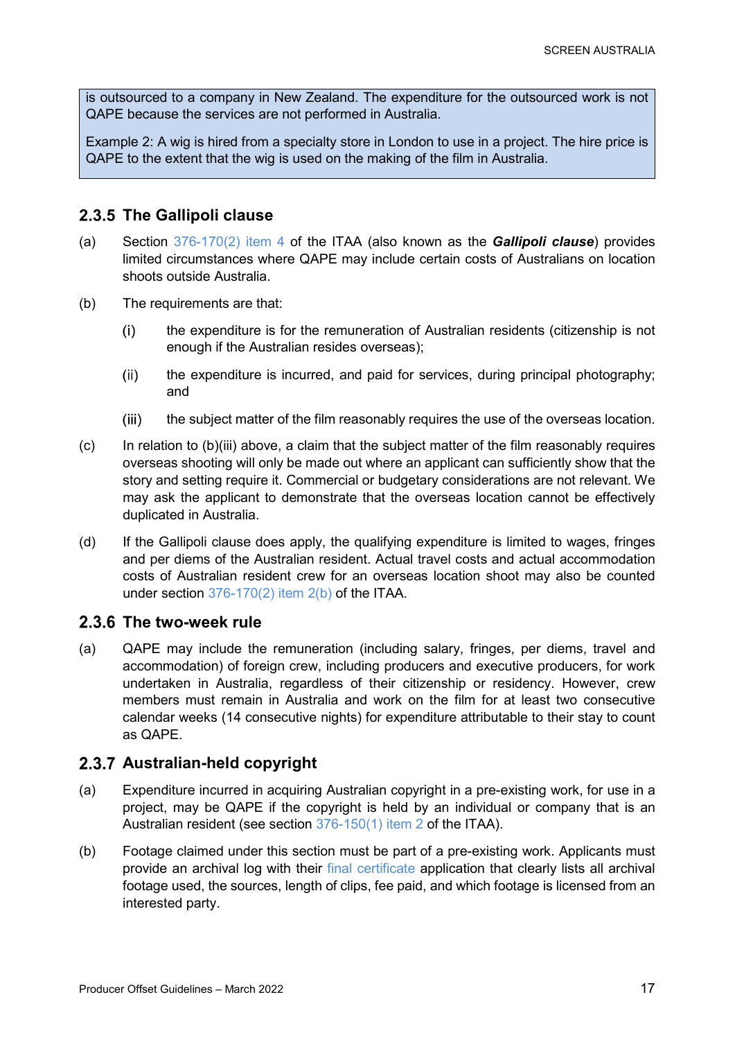> is outsourced to a company in New Zealand. The expenditure for the outsourced work is not QAPE because the services are not performed in Australia.
>
> Example 2: A wig is hired from a specialty store in London to use in a project. The hire price is QAPE to the extent that the wig is used on the making of the film in Australia.

### 2.3.5 The Gallipoli clause

(a) Section 376-170(2) item 4 of the ITAA (also known as the ***Gallipoli clause***) provides limited circumstances where QAPE may include certain costs of Australians on location shoots outside Australia.

(b) The requirements are that:

   (i) the expenditure is for the remuneration of Australian residents (citizenship is not enough if the Australian resides overseas);

   (ii) the expenditure is incurred, and paid for services, during principal photography; and

   (iii) the subject matter of the film reasonably requires the use of the overseas location.

(c) In relation to (b)(iii) above, a claim that the subject matter of the film reasonably requires overseas shooting will only be made out where an applicant can sufficiently show that the story and setting require it. Commercial or budgetary considerations are not relevant. We may ask the applicant to demonstrate that the overseas location cannot be effectively duplicated in Australia.

(d) If the Gallipoli clause does apply, the qualifying expenditure is limited to wages, fringes and per diems of the Australian resident. Actual travel costs and actual accommodation costs of Australian resident crew for an overseas location shoot may also be counted under section 376-170(2) item 2(b) of the ITAA.

### 2.3.6 The two-week rule

(a) QAPE may include the remuneration (including salary, fringes, per diems, travel and accommodation) of foreign crew, including producers and executive producers, for work undertaken in Australia, regardless of their citizenship or residency. However, crew members must remain in Australia and work on the film for at least two consecutive calendar weeks (14 consecutive nights) for expenditure attributable to their stay to count as QAPE.

### 2.3.7 Australian-held copyright

(a) Expenditure incurred in acquiring Australian copyright in a pre-existing work, for use in a project, may be QAPE if the copyright is held by an individual or company that is an Australian resident (see section 376-150(1) item 2 of the ITAA).

(b) Footage claimed under this section must be part of a pre-existing work. Applicants must provide an archival log with their final certificate application that clearly lists all archival footage used, the sources, length of clips, fee paid, and which footage is licensed from an interested party.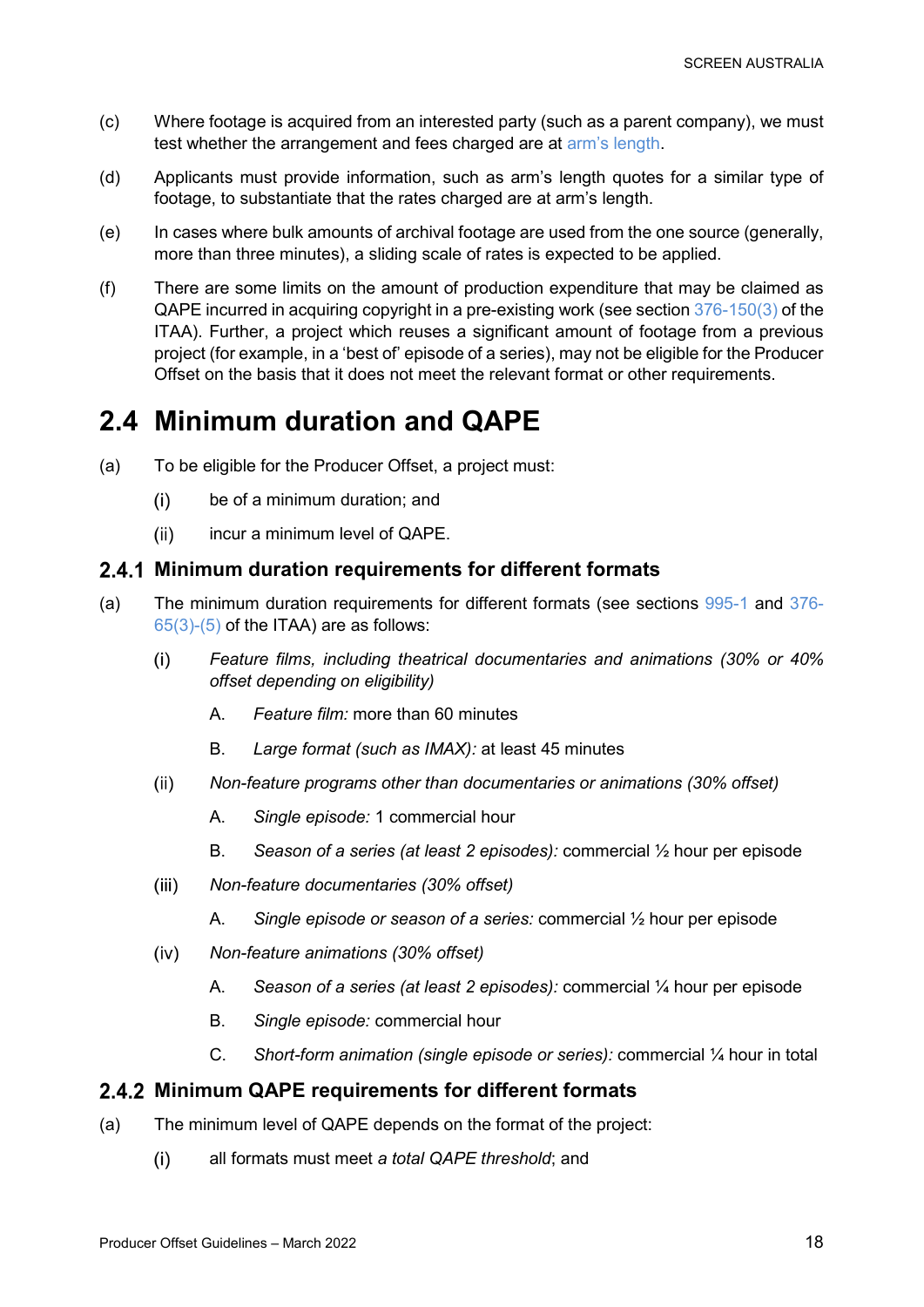(c) Where footage is acquired from an interested party (such as a parent company), we must test whether the arrangement and fees charged are at arm's length.

(d) Applicants must provide information, such as arm's length quotes for a similar type of footage, to substantiate that the rates charged are at arm's length.

(e) In cases where bulk amounts of archival footage are used from the one source (generally, more than three minutes), a sliding scale of rates is expected to be applied.

(f) There are some limits on the amount of production expenditure that may be claimed as QAPE incurred in acquiring copyright in a pre-existing work (see section 376-150(3) of the ITAA). Further, a project which reuses a significant amount of footage from a previous project (for example, in a 'best of' episode of a series), may not be eligible for the Producer Offset on the basis that it does not meet the relevant format or other requirements.

## 2.4 Minimum duration and QAPE

(a) To be eligible for the Producer Offset, a project must:

  (i) be of a minimum duration; and

  (ii) incur a minimum level of QAPE.

### 2.4.1 Minimum duration requirements for different formats

(a) The minimum duration requirements for different formats (see sections 995-1 and 376-65(3)-(5) of the ITAA) are as follows:

  (i) *Feature films, including theatrical documentaries and animations (30% or 40% offset depending on eligibility)*

    A. *Feature film:* more than 60 minutes

    B. *Large format (such as IMAX):* at least 45 minutes

  (ii) *Non-feature programs other than documentaries or animations (30% offset)*

    A. *Single episode:* 1 commercial hour

    B. *Season of a series (at least 2 episodes):* commercial ½ hour per episode

  (iii) *Non-feature documentaries (30% offset)*

    A. *Single episode or season of a series:* commercial ½ hour per episode

  (iv) *Non-feature animations (30% offset)*

    A. *Season of a series (at least 2 episodes):* commercial ¼ hour per episode

    B. *Single episode:* commercial hour

    C. *Short-form animation (single episode or series):* commercial ¼ hour in total

### 2.4.2 Minimum QAPE requirements for different formats

(a) The minimum level of QAPE depends on the format of the project:

  (i) all formats must meet *a total QAPE threshold*; and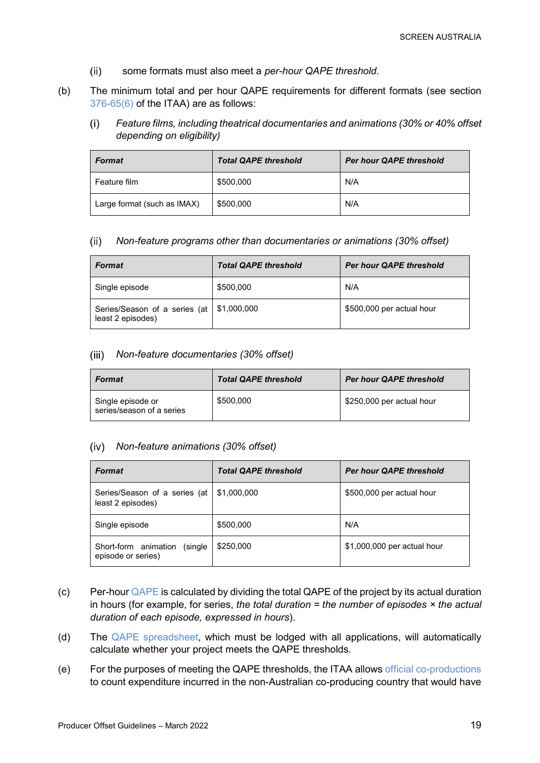(ii) some formats must also meet a *per-hour QAPE threshold*.

(b) The minimum total and per hour QAPE requirements for different formats (see section 376-65(6) of the ITAA) are as follows:

(i) *Feature films, including theatrical documentaries and animations (30% or 40% offset depending on eligibility)*

| ***Format*** | ***Total QAPE threshold*** | ***Per hour QAPE threshold*** |
|---|---|---|
| Feature film | $500,000 | N/A |
| Large format (such as IMAX) | $500,000 | N/A |

(ii) *Non-feature programs other than documentaries or animations (30% offset)*

| ***Format*** | ***Total QAPE threshold*** | ***Per hour QAPE threshold*** |
|---|---|---|
| Single episode | $500,000 | N/A |
| Series/Season of a series (at least 2 episodes) | $1,000,000 | $500,000 per actual hour |

(iii) *Non-feature documentaries (30% offset)*

| ***Format*** | ***Total QAPE threshold*** | ***Per hour QAPE threshold*** |
|---|---|---|
| Single episode or series/season of a series | $500,000 | $250,000 per actual hour |

(iv) *Non-feature animations (30% offset)*

| ***Format*** | ***Total QAPE threshold*** | ***Per hour QAPE threshold*** |
|---|---|---|
| Series/Season of a series (at least 2 episodes) | $1,000,000 | $500,000 per actual hour |
| Single episode | $500,000 | N/A |
| Short-form animation (single episode or series) | $250,000 | $1,000,000 per actual hour |

(c) Per-hour QAPE is calculated by dividing the total QAPE of the project by its actual duration in hours (for example, for series, *the total duration = the number of episodes × the actual duration of each episode, expressed in hours*).

(d) The QAPE spreadsheet, which must be lodged with all applications, will automatically calculate whether your project meets the QAPE thresholds.

(e) For the purposes of meeting the QAPE thresholds, the ITAA allows official co-productions to count expenditure incurred in the non-Australian co-producing country that would have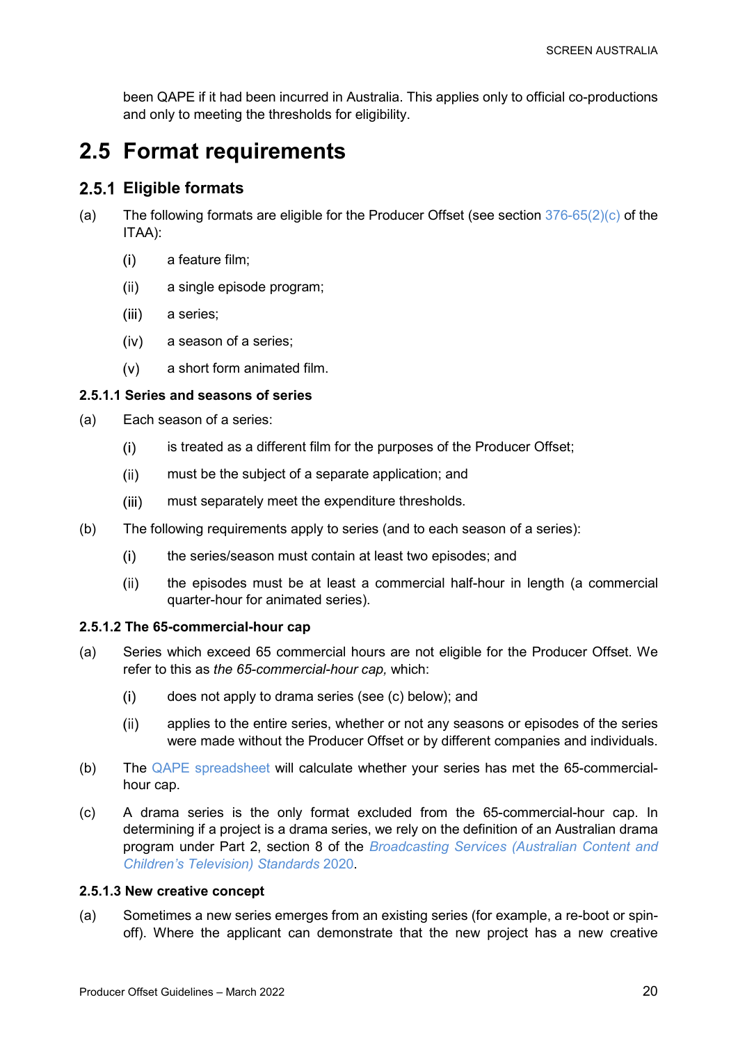been QAPE if it had been incurred in Australia. This applies only to official co-productions and only to meeting the thresholds for eligibility.

# 2.5 Format requirements

## 2.5.1 Eligible formats

(a) The following formats are eligible for the Producer Offset (see section 376-65(2)(c) of the ITAA):

- (i) a feature film;
- (ii) a single episode program;
- (iii) a series;
- (iv) a season of a series;
- (v) a short form animated film.

#### 2.5.1.1 Series and seasons of series

(a) Each season of a series:

- (i) is treated as a different film for the purposes of the Producer Offset;
- (ii) must be the subject of a separate application; and
- (iii) must separately meet the expenditure thresholds.

(b) The following requirements apply to series (and to each season of a series):

- (i) the series/season must contain at least two episodes; and
- (ii) the episodes must be at least a commercial half-hour in length (a commercial quarter-hour for animated series).

#### 2.5.1.2 The 65-commercial-hour cap

(a) Series which exceed 65 commercial hours are not eligible for the Producer Offset. We refer to this as *the 65-commercial-hour cap,* which:

- (i) does not apply to drama series (see (c) below); and
- (ii) applies to the entire series, whether or not any seasons or episodes of the series were made without the Producer Offset or by different companies and individuals.

(b) The QAPE spreadsheet will calculate whether your series has met the 65-commercial-hour cap.

(c) A drama series is the only format excluded from the 65-commercial-hour cap. In determining if a project is a drama series, we rely on the definition of an Australian drama program under Part 2, section 8 of the *Broadcasting Services (Australian Content and Children's Television) Standards* 2020.

#### 2.5.1.3 New creative concept

(a) Sometimes a new series emerges from an existing series (for example, a re-boot or spin-off). Where the applicant can demonstrate that the new project has a new creative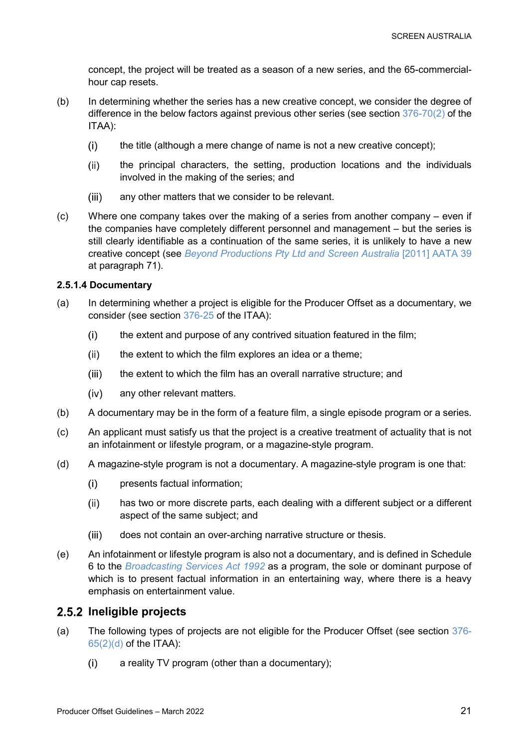concept, the project will be treated as a season of a new series, and the 65-commercial-hour cap resets.

(b) In determining whether the series has a new creative concept, we consider the degree of difference in the below factors against previous other series (see section 376-70(2) of the ITAA):

(i) the title (although a mere change of name is not a new creative concept);

(ii) the principal characters, the setting, production locations and the individuals involved in the making of the series; and

(iii) any other matters that we consider to be relevant.

(c) Where one company takes over the making of a series from another company – even if the companies have completely different personnel and management – but the series is still clearly identifiable as a continuation of the same series, it is unlikely to have a new creative concept (see *Beyond Productions Pty Ltd and Screen Australia* [2011] AATA 39 at paragraph 71).

#### 2.5.1.4 Documentary

(a) In determining whether a project is eligible for the Producer Offset as a documentary, we consider (see section 376-25 of the ITAA):

(i) the extent and purpose of any contrived situation featured in the film;

(ii) the extent to which the film explores an idea or a theme;

(iii) the extent to which the film has an overall narrative structure; and

(iv) any other relevant matters.

(b) A documentary may be in the form of a feature film, a single episode program or a series.

(c) An applicant must satisfy us that the project is a creative treatment of actuality that is not an infotainment or lifestyle program, or a magazine-style program.

(d) A magazine-style program is not a documentary. A magazine-style program is one that:

(i) presents factual information;

(ii) has two or more discrete parts, each dealing with a different subject or a different aspect of the same subject; and

(iii) does not contain an over-arching narrative structure or thesis.

(e) An infotainment or lifestyle program is also not a documentary, and is defined in Schedule 6 to the *Broadcasting Services Act 1992* as a program, the sole or dominant purpose of which is to present factual information in an entertaining way, where there is a heavy emphasis on entertainment value.

### 2.5.2 Ineligible projects

(a) The following types of projects are not eligible for the Producer Offset (see section 376-65(2)(d) of the ITAA):

(i) a reality TV program (other than a documentary);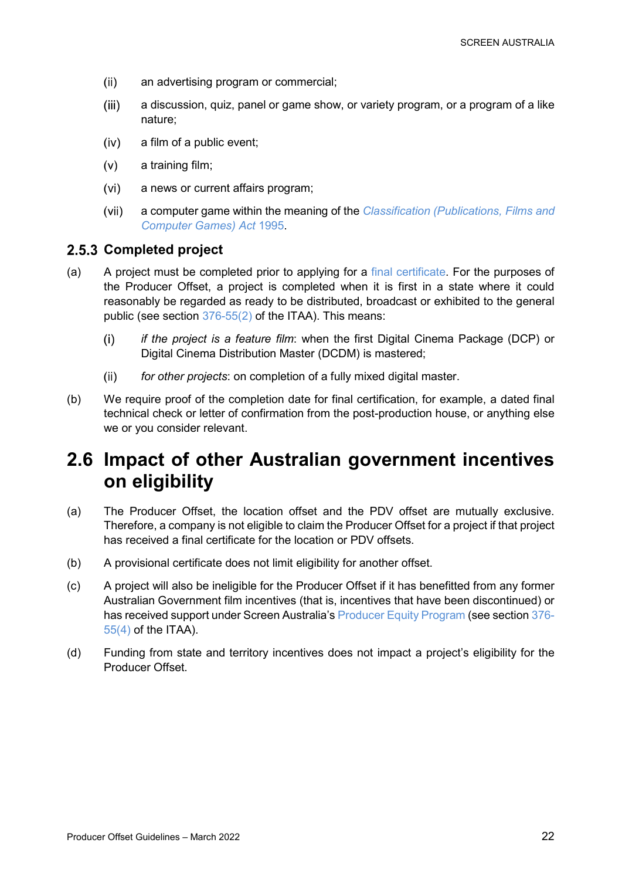(ii) an advertising program or commercial;

(iii) a discussion, quiz, panel or game show, or variety program, or a program of a like nature;

(iv) a film of a public event;

(v) a training film;

(vi) a news or current affairs program;

(vii) a computer game within the meaning of the *Classification (Publications, Films and Computer Games) Act* 1995.

### 2.5.3 Completed project

(a) A project must be completed prior to applying for a final certificate. For the purposes of the Producer Offset, a project is completed when it is first in a state where it could reasonably be regarded as ready to be distributed, broadcast or exhibited to the general public (see section 376-55(2) of the ITAA). This means:

(i) *if the project is a feature film*: when the first Digital Cinema Package (DCP) or Digital Cinema Distribution Master (DCDM) is mastered;

(ii) *for other projects*: on completion of a fully mixed digital master.

(b) We require proof of the completion date for final certification, for example, a dated final technical check or letter of confirmation from the post-production house, or anything else we or you consider relevant.

## 2.6 Impact of other Australian government incentives on eligibility

(a) The Producer Offset, the location offset and the PDV offset are mutually exclusive. Therefore, a company is not eligible to claim the Producer Offset for a project if that project has received a final certificate for the location or PDV offsets.

(b) A provisional certificate does not limit eligibility for another offset.

(c) A project will also be ineligible for the Producer Offset if it has benefitted from any former Australian Government film incentives (that is, incentives that have been discontinued) or has received support under Screen Australia's Producer Equity Program (see section 376-55(4) of the ITAA).

(d) Funding from state and territory incentives does not impact a project's eligibility for the Producer Offset.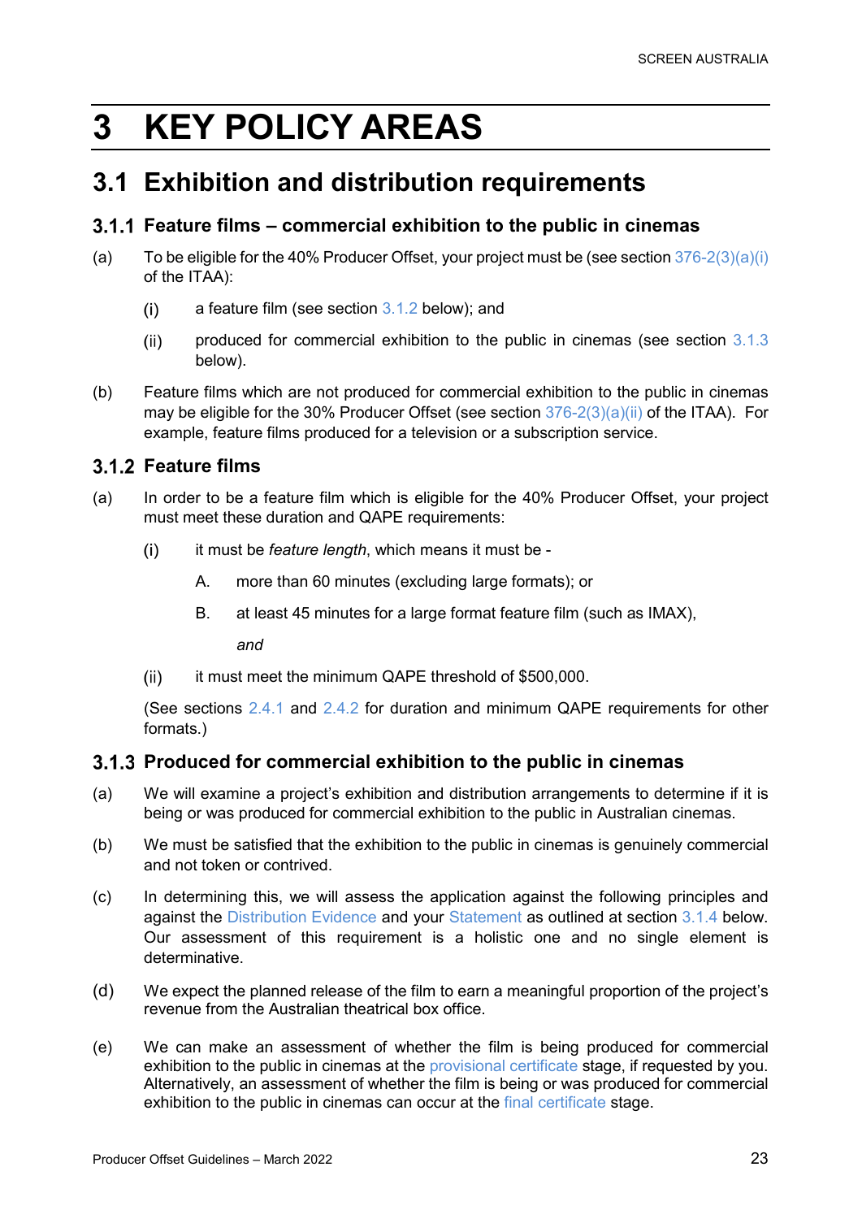# 3 KEY POLICY AREAS

## 3.1 Exhibition and distribution requirements

### 3.1.1 Feature films – commercial exhibition to the public in cinemas

(a) To be eligible for the 40% Producer Offset, your project must be (see section 376-2(3)(a)(i) of the ITAA):

 (i) a feature film (see section 3.1.2 below); and

 (ii) produced for commercial exhibition to the public in cinemas (see section 3.1.3 below).

(b) Feature films which are not produced for commercial exhibition to the public in cinemas may be eligible for the 30% Producer Offset (see section 376-2(3)(a)(ii) of the ITAA). For example, feature films produced for a television or a subscription service.

### 3.1.2 Feature films

(a) In order to be a feature film which is eligible for the 40% Producer Offset, your project must meet these duration and QAPE requirements:

 (i) it must be *feature length*, which means it must be -

  A. more than 60 minutes (excluding large formats); or

  B. at least 45 minutes for a large format feature film (such as IMAX),

  *and*

 (ii) it must meet the minimum QAPE threshold of $500,000.

 (See sections 2.4.1 and 2.4.2 for duration and minimum QAPE requirements for other formats.)

### 3.1.3 Produced for commercial exhibition to the public in cinemas

(a) We will examine a project's exhibition and distribution arrangements to determine if it is being or was produced for commercial exhibition to the public in Australian cinemas.

(b) We must be satisfied that the exhibition to the public in cinemas is genuinely commercial and not token or contrived.

(c) In determining this, we will assess the application against the following principles and against the Distribution Evidence and your Statement as outlined at section 3.1.4 below. Our assessment of this requirement is a holistic one and no single element is determinative.

(d) We expect the planned release of the film to earn a meaningful proportion of the project's revenue from the Australian theatrical box office.

(e) We can make an assessment of whether the film is being produced for commercial exhibition to the public in cinemas at the provisional certificate stage, if requested by you. Alternatively, an assessment of whether the film is being or was produced for commercial exhibition to the public in cinemas can occur at the final certificate stage.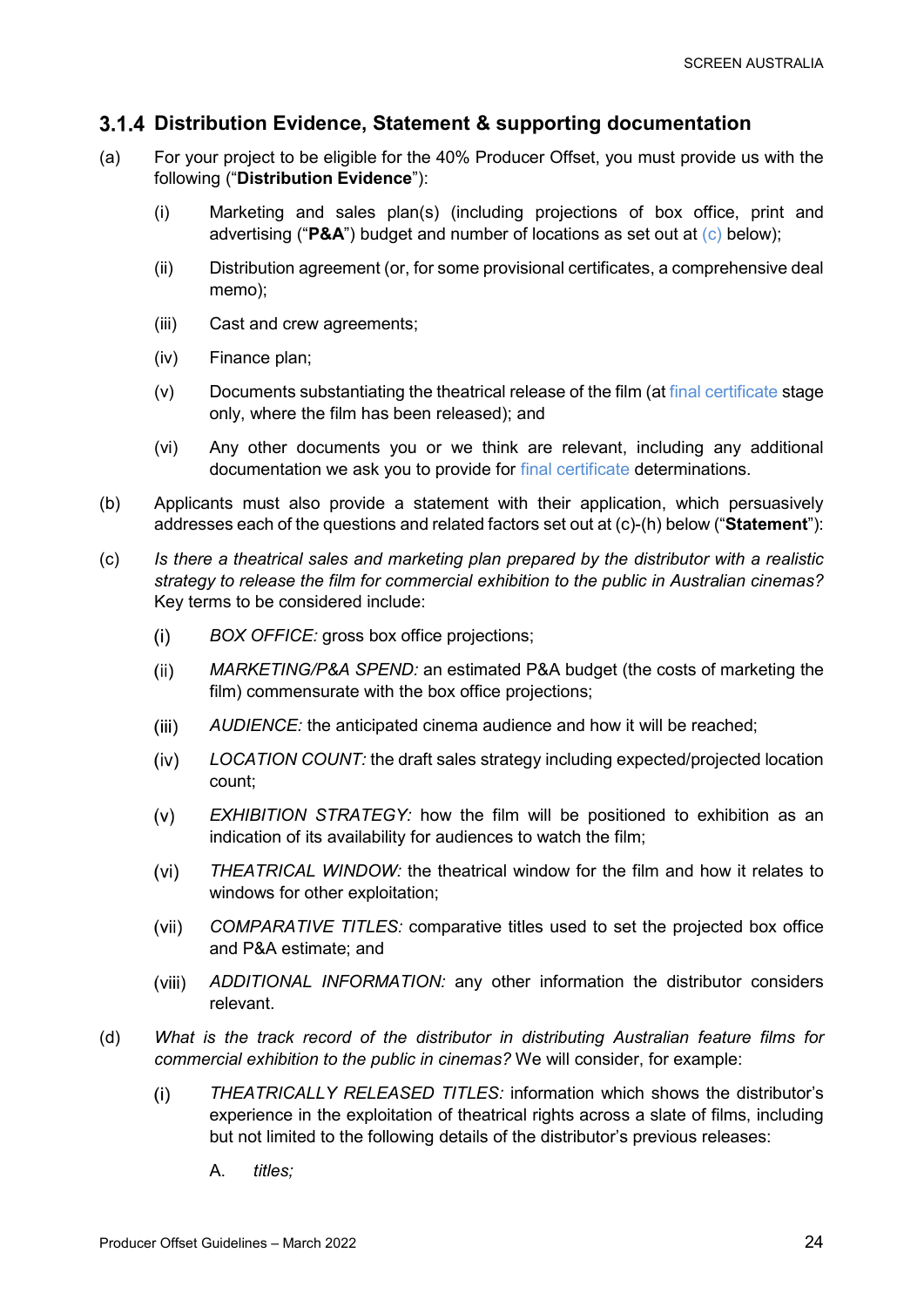### 3.1.4 Distribution Evidence, Statement & supporting documentation

(a) For your project to be eligible for the 40% Producer Offset, you must provide us with the following ("**Distribution Evidence**"):

  (i) Marketing and sales plan(s) (including projections of box office, print and advertising ("**P&A**") budget and number of locations as set out at (c) below);

  (ii) Distribution agreement (or, for some provisional certificates, a comprehensive deal memo);

  (iii) Cast and crew agreements;

  (iv) Finance plan;

  (v) Documents substantiating the theatrical release of the film (at final certificate stage only, where the film has been released); and

  (vi) Any other documents you or we think are relevant, including any additional documentation we ask you to provide for final certificate determinations.

(b) Applicants must also provide a statement with their application, which persuasively addresses each of the questions and related factors set out at (c)-(h) below ("**Statement**"):

(c) *Is there a theatrical sales and marketing plan prepared by the distributor with a realistic strategy to release the film for commercial exhibition to the public in Australian cinemas?* Key terms to be considered include:

  (i) *BOX OFFICE:* gross box office projections;

  (ii) *MARKETING/P&A SPEND:* an estimated P&A budget (the costs of marketing the film) commensurate with the box office projections;

  (iii) *AUDIENCE:* the anticipated cinema audience and how it will be reached;

  (iv) *LOCATION COUNT:* the draft sales strategy including expected/projected location count;

  (v) *EXHIBITION STRATEGY:* how the film will be positioned to exhibition as an indication of its availability for audiences to watch the film;

  (vi) *THEATRICAL WINDOW:* the theatrical window for the film and how it relates to windows for other exploitation;

  (vii) *COMPARATIVE TITLES:* comparative titles used to set the projected box office and P&A estimate; and

  (viii) *ADDITIONAL INFORMATION:* any other information the distributor considers relevant.

(d) *What is the track record of the distributor in distributing Australian feature films for commercial exhibition to the public in cinemas?* We will consider, for example:

  (i) *THEATRICALLY RELEASED TITLES:* information which shows the distributor's experience in the exploitation of theatrical rights across a slate of films, including but not limited to the following details of the distributor's previous releases:

    A. *titles;*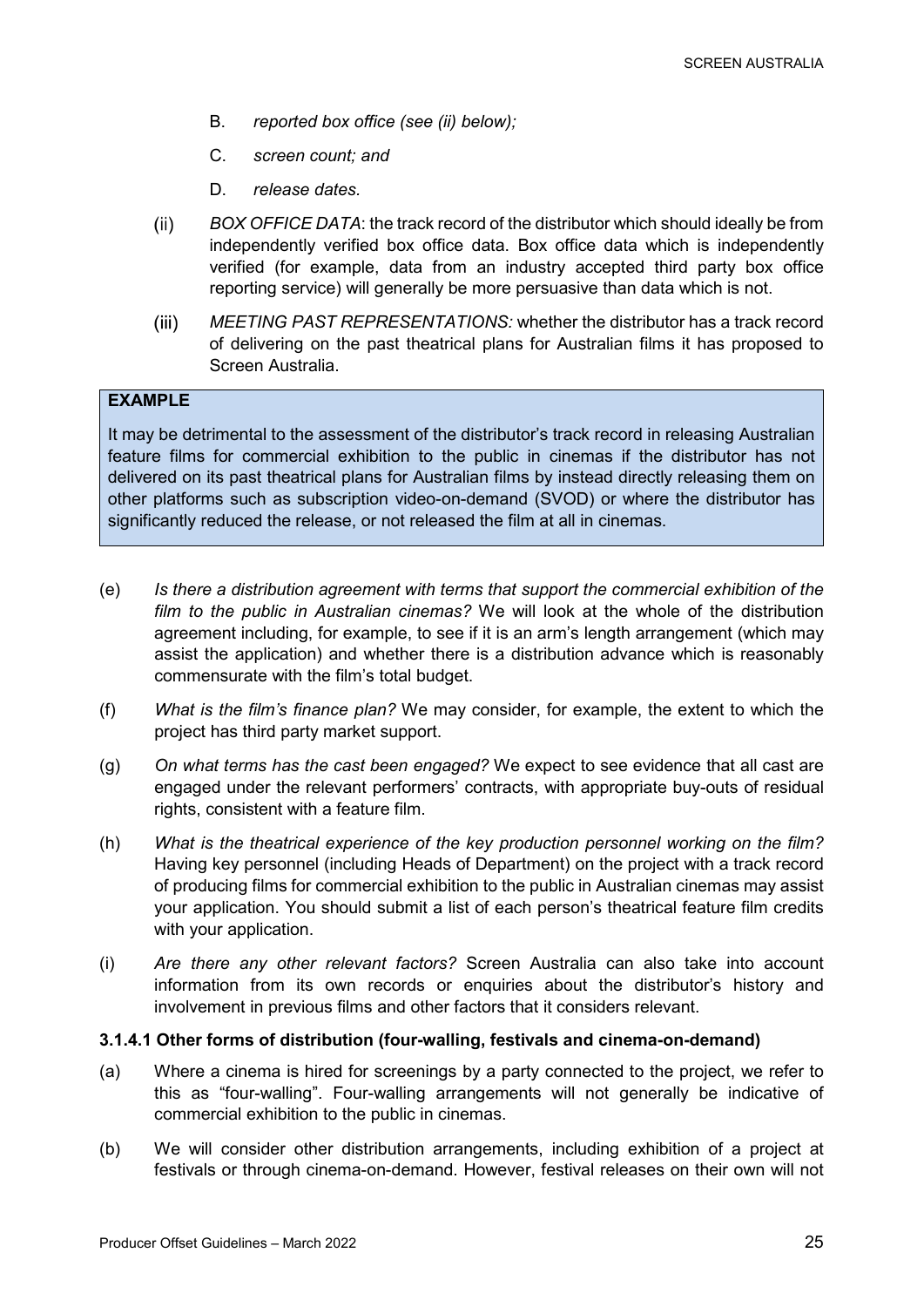B. *reported box office (see (ii) below);*

C. *screen count; and*

D. *release dates.*

(ii) *BOX OFFICE DATA*: the track record of the distributor which should ideally be from independently verified box office data. Box office data which is independently verified (for example, data from an industry accepted third party box office reporting service) will generally be more persuasive than data which is not.

(iii) *MEETING PAST REPRESENTATIONS:* whether the distributor has a track record of delivering on the past theatrical plans for Australian films it has proposed to Screen Australia.

> **EXAMPLE**
>
> It may be detrimental to the assessment of the distributor's track record in releasing Australian feature films for commercial exhibition to the public in cinemas if the distributor has not delivered on its past theatrical plans for Australian films by instead directly releasing them on other platforms such as subscription video-on-demand (SVOD) or where the distributor has significantly reduced the release, or not released the film at all in cinemas.

(e) *Is there a distribution agreement with terms that support the commercial exhibition of the film to the public in Australian cinemas?* We will look at the whole of the distribution agreement including, for example, to see if it is an arm's length arrangement (which may assist the application) and whether there is a distribution advance which is reasonably commensurate with the film's total budget.

(f) *What is the film's finance plan?* We may consider, for example, the extent to which the project has third party market support.

(g) *On what terms has the cast been engaged?* We expect to see evidence that all cast are engaged under the relevant performers' contracts, with appropriate buy-outs of residual rights, consistent with a feature film.

(h) *What is the theatrical experience of the key production personnel working on the film?* Having key personnel (including Heads of Department) on the project with a track record of producing films for commercial exhibition to the public in Australian cinemas may assist your application. You should submit a list of each person's theatrical feature film credits with your application.

(i) *Are there any other relevant factors?* Screen Australia can also take into account information from its own records or enquiries about the distributor's history and involvement in previous films and other factors that it considers relevant.

#### 3.1.4.1 Other forms of distribution (four-walling, festivals and cinema-on-demand)

(a) Where a cinema is hired for screenings by a party connected to the project, we refer to this as "four-walling". Four-walling arrangements will not generally be indicative of commercial exhibition to the public in cinemas.

(b) We will consider other distribution arrangements, including exhibition of a project at festivals or through cinema-on-demand. However, festival releases on their own will not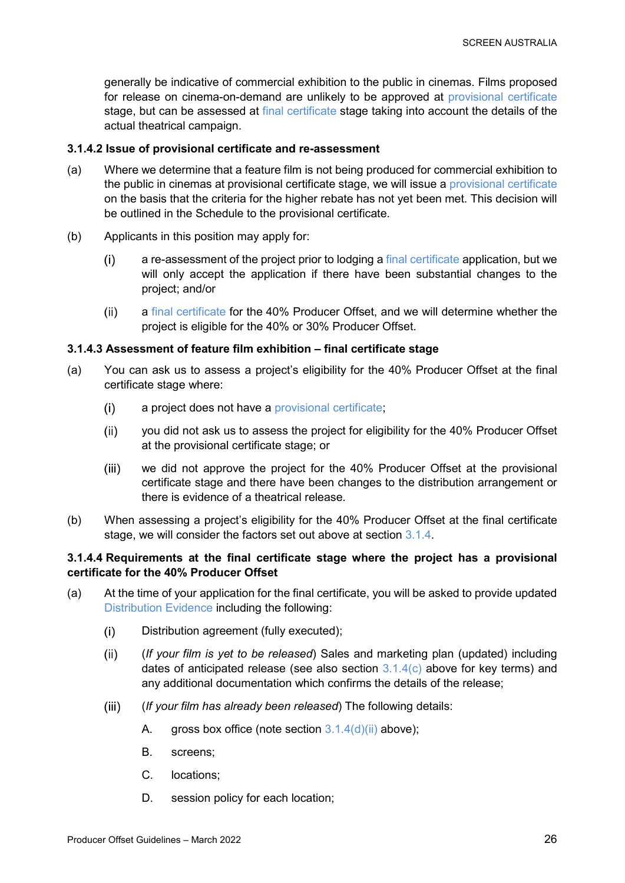generally be indicative of commercial exhibition to the public in cinemas. Films proposed for release on cinema-on-demand are unlikely to be approved at provisional certificate stage, but can be assessed at final certificate stage taking into account the details of the actual theatrical campaign.

#### 3.1.4.2 Issue of provisional certificate and re-assessment

(a) Where we determine that a feature film is not being produced for commercial exhibition to the public in cinemas at provisional certificate stage, we will issue a provisional certificate on the basis that the criteria for the higher rebate has not yet been met. This decision will be outlined in the Schedule to the provisional certificate.

(b) Applicants in this position may apply for:

  (i) a re-assessment of the project prior to lodging a final certificate application, but we will only accept the application if there have been substantial changes to the project; and/or

  (ii) a final certificate for the 40% Producer Offset, and we will determine whether the project is eligible for the 40% or 30% Producer Offset.

#### 3.1.4.3 Assessment of feature film exhibition – final certificate stage

(a) You can ask us to assess a project's eligibility for the 40% Producer Offset at the final certificate stage where:

  (i) a project does not have a provisional certificate;

  (ii) you did not ask us to assess the project for eligibility for the 40% Producer Offset at the provisional certificate stage; or

  (iii) we did not approve the project for the 40% Producer Offset at the provisional certificate stage and there have been changes to the distribution arrangement or there is evidence of a theatrical release.

(b) When assessing a project's eligibility for the 40% Producer Offset at the final certificate stage, we will consider the factors set out above at section 3.1.4.

#### 3.1.4.4 Requirements at the final certificate stage where the project has a provisional certificate for the 40% Producer Offset

(a) At the time of your application for the final certificate, you will be asked to provide updated Distribution Evidence including the following:

  (i) Distribution agreement (fully executed);

  (ii) (*If your film is yet to be released*) Sales and marketing plan (updated) including dates of anticipated release (see also section 3.1.4(c) above for key terms) and any additional documentation which confirms the details of the release;

  (iii) (*If your film has already been released*) The following details:

    A. gross box office (note section 3.1.4(d)(ii) above);

    B. screens;

    C. locations;

    D. session policy for each location;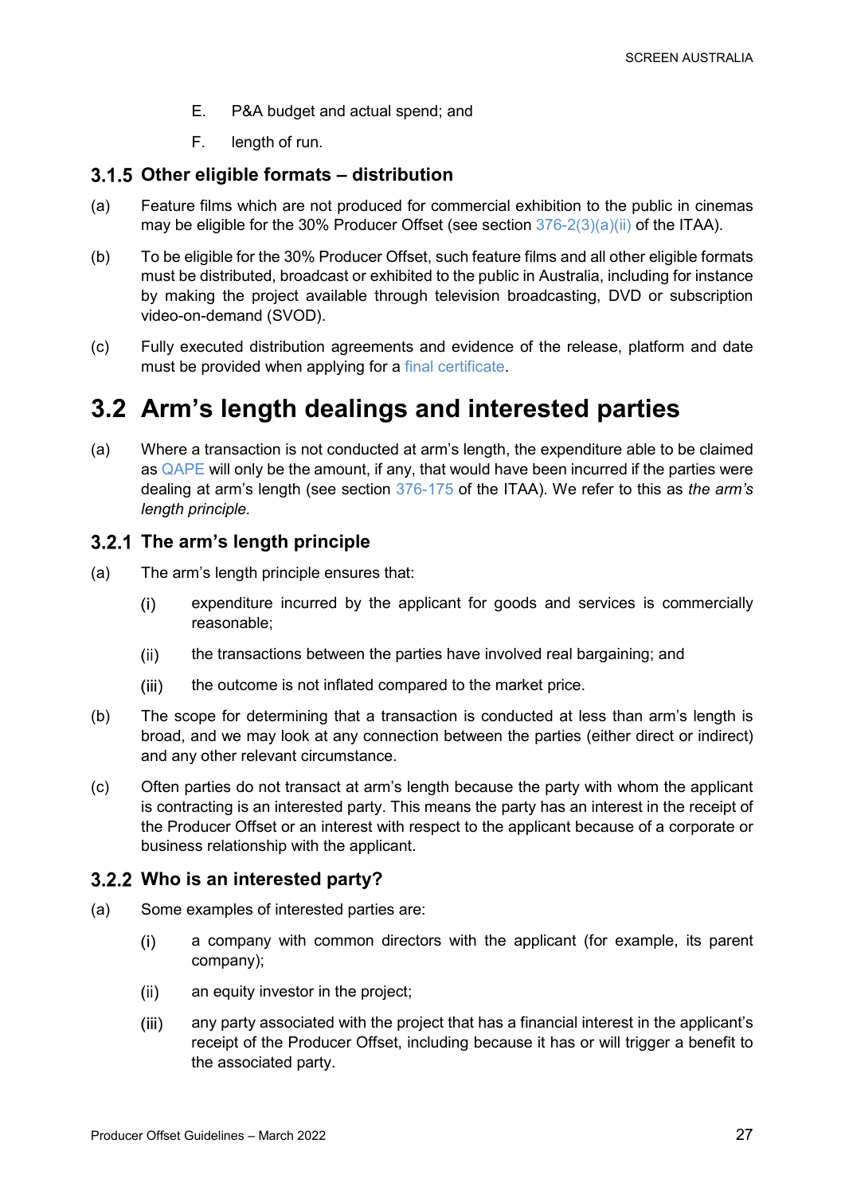E. P&A budget and actual spend; and

F. length of run.

### 3.1.5 Other eligible formats – distribution

(a) Feature films which are not produced for commercial exhibition to the public in cinemas may be eligible for the 30% Producer Offset (see section 376-2(3)(a)(ii) of the ITAA).

(b) To be eligible for the 30% Producer Offset, such feature films and all other eligible formats must be distributed, broadcast or exhibited to the public in Australia, including for instance by making the project available through television broadcasting, DVD or subscription video-on-demand (SVOD).

(c) Fully executed distribution agreements and evidence of the release, platform and date must be provided when applying for a final certificate.

## 3.2 Arm's length dealings and interested parties

(a) Where a transaction is not conducted at arm's length, the expenditure able to be claimed as QAPE will only be the amount, if any, that would have been incurred if the parties were dealing at arm's length (see section 376-175 of the ITAA). We refer to this as *the arm's length principle.*

### 3.2.1 The arm's length principle

(a) The arm's length principle ensures that:

   (i) expenditure incurred by the applicant for goods and services is commercially reasonable;

   (ii) the transactions between the parties have involved real bargaining; and

   (iii) the outcome is not inflated compared to the market price.

(b) The scope for determining that a transaction is conducted at less than arm's length is broad, and we may look at any connection between the parties (either direct or indirect) and any other relevant circumstance.

(c) Often parties do not transact at arm's length because the party with whom the applicant is contracting is an interested party. This means the party has an interest in the receipt of the Producer Offset or an interest with respect to the applicant because of a corporate or business relationship with the applicant.

### 3.2.2 Who is an interested party?

(a) Some examples of interested parties are:

   (i) a company with common directors with the applicant (for example, its parent company);

   (ii) an equity investor in the project;

   (iii) any party associated with the project that has a financial interest in the applicant's receipt of the Producer Offset, including because it has or will trigger a benefit to the associated party.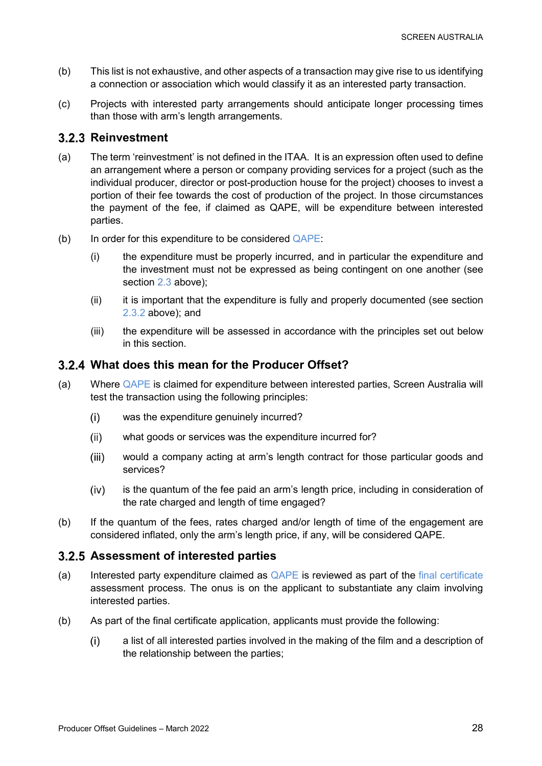(b) This list is not exhaustive, and other aspects of a transaction may give rise to us identifying a connection or association which would classify it as an interested party transaction.

(c) Projects with interested party arrangements should anticipate longer processing times than those with arm's length arrangements.

### 3.2.3 Reinvestment

(a) The term 'reinvestment' is not defined in the ITAA. It is an expression often used to define an arrangement where a person or company providing services for a project (such as the individual producer, director or post-production house for the project) chooses to invest a portion of their fee towards the cost of production of the project. In those circumstances the payment of the fee, if claimed as QAPE, will be expenditure between interested parties.

(b) In order for this expenditure to be considered QAPE:

   (i) the expenditure must be properly incurred, and in particular the expenditure and the investment must not be expressed as being contingent on one another (see section 2.3 above);

   (ii) it is important that the expenditure is fully and properly documented (see section 2.3.2 above); and

   (iii) the expenditure will be assessed in accordance with the principles set out below in this section.

### 3.2.4 What does this mean for the Producer Offset?

(a) Where QAPE is claimed for expenditure between interested parties, Screen Australia will test the transaction using the following principles:

   (i) was the expenditure genuinely incurred?

   (ii) what goods or services was the expenditure incurred for?

   (iii) would a company acting at arm's length contract for those particular goods and services?

   (iv) is the quantum of the fee paid an arm's length price, including in consideration of the rate charged and length of time engaged?

(b) If the quantum of the fees, rates charged and/or length of time of the engagement are considered inflated, only the arm's length price, if any, will be considered QAPE.

### 3.2.5 Assessment of interested parties

(a) Interested party expenditure claimed as QAPE is reviewed as part of the final certificate assessment process. The onus is on the applicant to substantiate any claim involving interested parties.

(b) As part of the final certificate application, applicants must provide the following:

   (i) a list of all interested parties involved in the making of the film and a description of the relationship between the parties;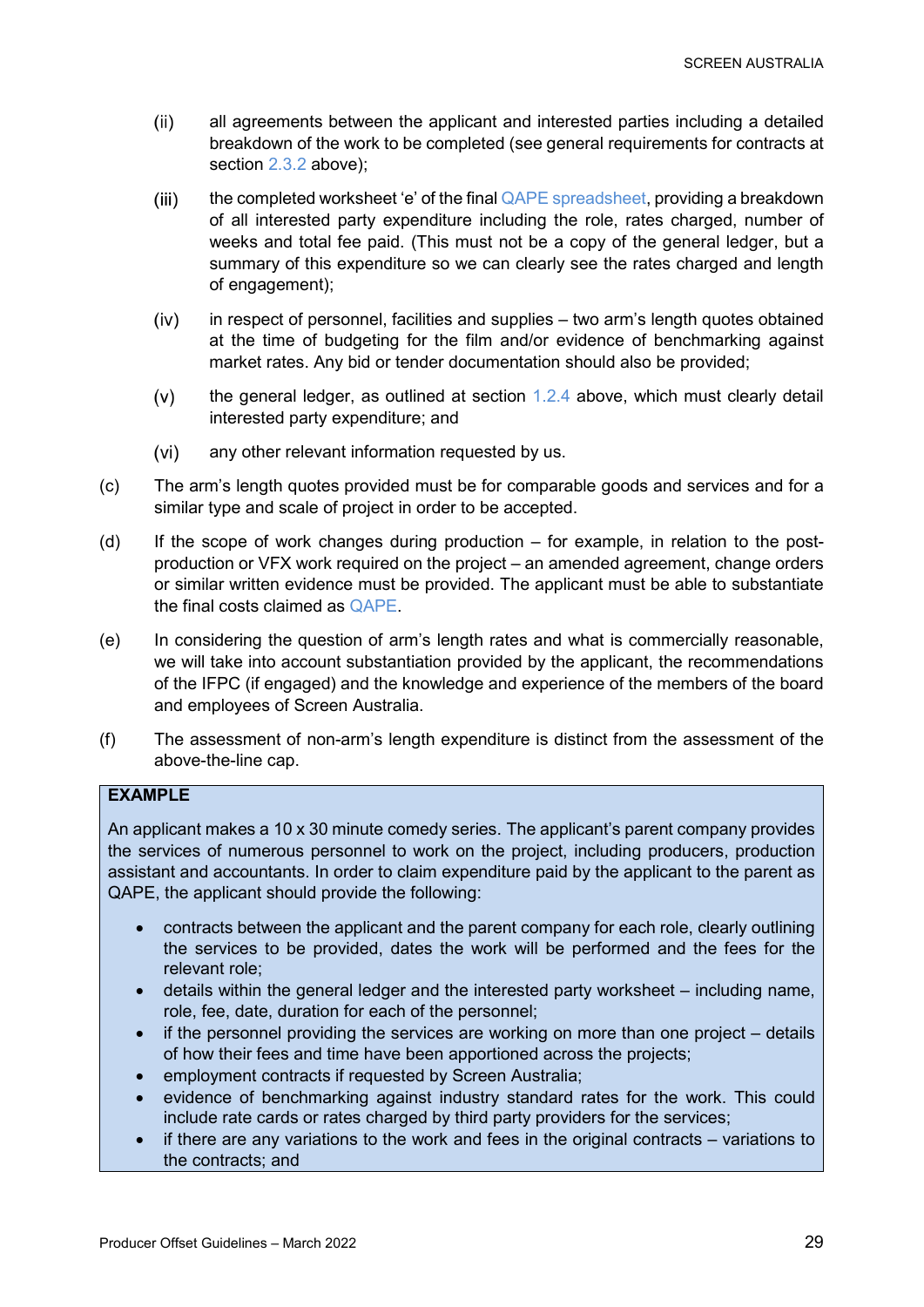(ii) all agreements between the applicant and interested parties including a detailed breakdown of the work to be completed (see general requirements for contracts at section 2.3.2 above);

(iii) the completed worksheet 'e' of the final QAPE spreadsheet, providing a breakdown of all interested party expenditure including the role, rates charged, number of weeks and total fee paid. (This must not be a copy of the general ledger, but a summary of this expenditure so we can clearly see the rates charged and length of engagement);

(iv) in respect of personnel, facilities and supplies – two arm's length quotes obtained at the time of budgeting for the film and/or evidence of benchmarking against market rates. Any bid or tender documentation should also be provided;

(v) the general ledger, as outlined at section 1.2.4 above, which must clearly detail interested party expenditure; and

(vi) any other relevant information requested by us.

(c) The arm's length quotes provided must be for comparable goods and services and for a similar type and scale of project in order to be accepted.

(d) If the scope of work changes during production – for example, in relation to the post-production or VFX work required on the project – an amended agreement, change orders or similar written evidence must be provided. The applicant must be able to substantiate the final costs claimed as QAPE.

(e) In considering the question of arm's length rates and what is commercially reasonable, we will take into account substantiation provided by the applicant, the recommendations of the IFPC (if engaged) and the knowledge and experience of the members of the board and employees of Screen Australia.

(f) The assessment of non-arm's length expenditure is distinct from the assessment of the above-the-line cap.

**EXAMPLE**

An applicant makes a 10 x 30 minute comedy series. The applicant's parent company provides the services of numerous personnel to work on the project, including producers, production assistant and accountants. In order to claim expenditure paid by the applicant to the parent as QAPE, the applicant should provide the following:

- contracts between the applicant and the parent company for each role, clearly outlining the services to be provided, dates the work will be performed and the fees for the relevant role;
- details within the general ledger and the interested party worksheet – including name, role, fee, date, duration for each of the personnel;
- if the personnel providing the services are working on more than one project – details of how their fees and time have been apportioned across the projects;
- employment contracts if requested by Screen Australia;
- evidence of benchmarking against industry standard rates for the work. This could include rate cards or rates charged by third party providers for the services;
- if there are any variations to the work and fees in the original contracts – variations to the contracts; and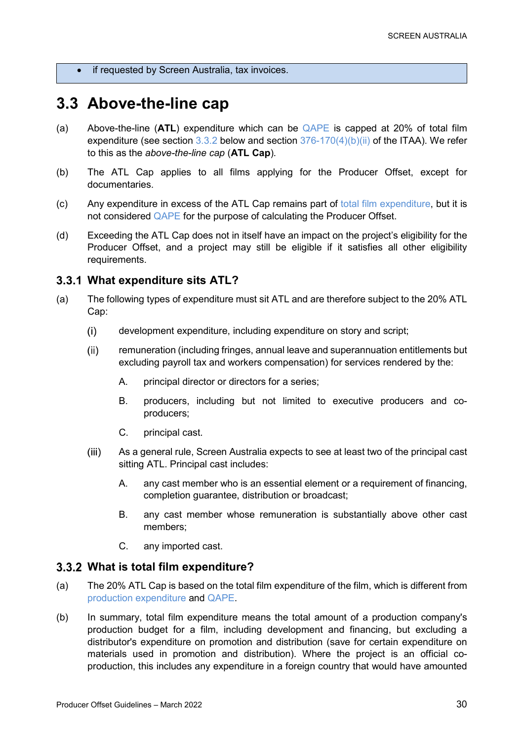- if requested by Screen Australia, tax invoices.

## 3.3 Above-the-line cap

(a) Above-the-line (**ATL**) expenditure which can be QAPE is capped at 20% of total film expenditure (see section 3.3.2 below and section 376-170(4)(b)(ii) of the ITAA). We refer to this as the *above-the-line cap* (**ATL Cap**).

(b) The ATL Cap applies to all films applying for the Producer Offset, except for documentaries.

(c) Any expenditure in excess of the ATL Cap remains part of total film expenditure, but it is not considered QAPE for the purpose of calculating the Producer Offset.

(d) Exceeding the ATL Cap does not in itself have an impact on the project's eligibility for the Producer Offset, and a project may still be eligible if it satisfies all other eligibility requirements.

### 3.3.1 What expenditure sits ATL?

(a) The following types of expenditure must sit ATL and are therefore subject to the 20% ATL Cap:

   (i) development expenditure, including expenditure on story and script;

   (ii) remuneration (including fringes, annual leave and superannuation entitlements but excluding payroll tax and workers compensation) for services rendered by the:

      A. principal director or directors for a series;

      B. producers, including but not limited to executive producers and co-producers;

      C. principal cast.

   (iii) As a general rule, Screen Australia expects to see at least two of the principal cast sitting ATL. Principal cast includes:

      A. any cast member who is an essential element or a requirement of financing, completion guarantee, distribution or broadcast;

      B. any cast member whose remuneration is substantially above other cast members;

      C. any imported cast.

### 3.3.2 What is total film expenditure?

(a) The 20% ATL Cap is based on the total film expenditure of the film, which is different from production expenditure and QAPE.

(b) In summary, total film expenditure means the total amount of a production company's production budget for a film, including development and financing, but excluding a distributor's expenditure on promotion and distribution (save for certain expenditure on materials used in promotion and distribution). Where the project is an official co-production, this includes any expenditure in a foreign country that would have amounted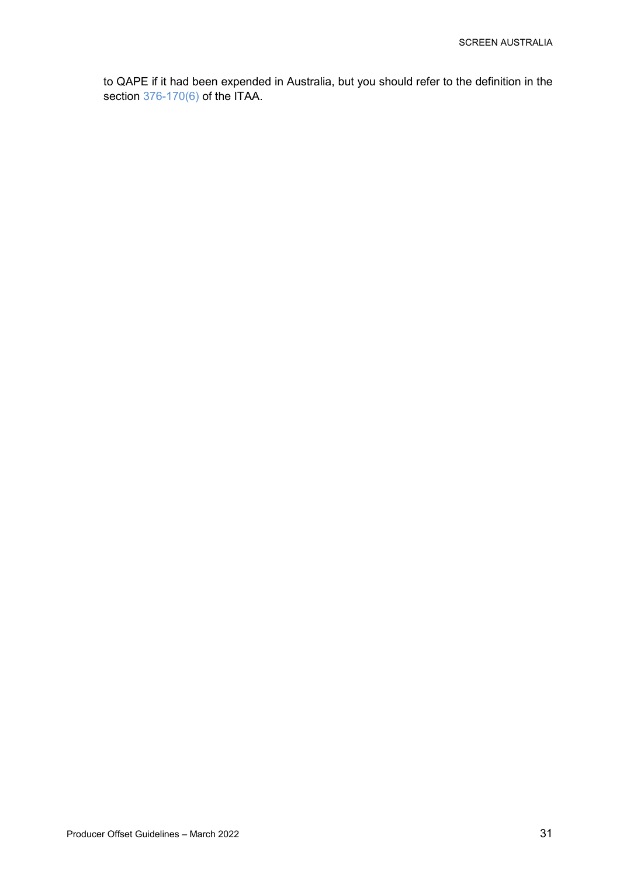to QAPE if it had been expended in Australia, but you should refer to the definition in the section 376-170(6) of the ITAA.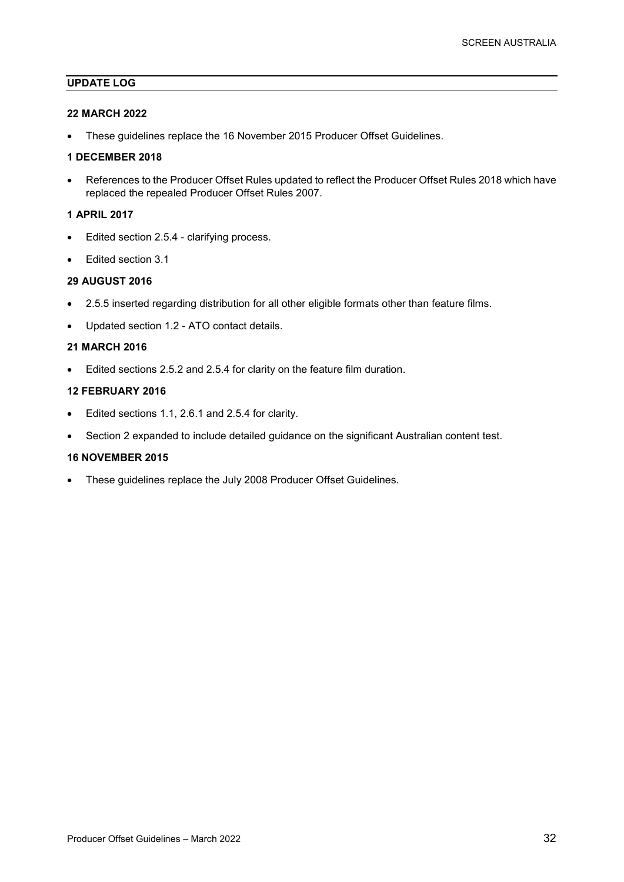## UPDATE LOG

### 22 MARCH 2022

- These guidelines replace the 16 November 2015 Producer Offset Guidelines.

### 1 DECEMBER 2018

- References to the Producer Offset Rules updated to reflect the Producer Offset Rules 2018 which have replaced the repealed Producer Offset Rules 2007.

### 1 APRIL 2017

- Edited section 2.5.4 - clarifying process.
- Edited section 3.1

### 29 AUGUST 2016

- 2.5.5 inserted regarding distribution for all other eligible formats other than feature films.
- Updated section 1.2 - ATO contact details.

### 21 MARCH 2016

- Edited sections 2.5.2 and 2.5.4 for clarity on the feature film duration.

### 12 FEBRUARY 2016

- Edited sections 1.1, 2.6.1 and 2.5.4 for clarity.
- Section 2 expanded to include detailed guidance on the significant Australian content test.

### 16 NOVEMBER 2015

- These guidelines replace the July 2008 Producer Offset Guidelines.